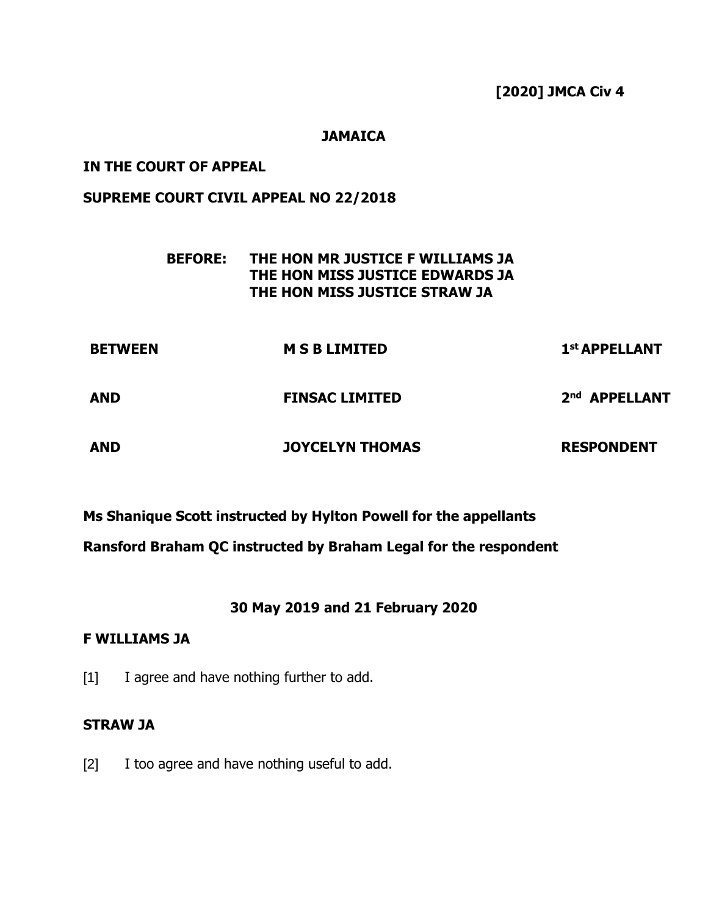**[2020] JMCA Civ 4**

**JAMAICA**

**IN THE COURT OF APPEAL**

**SUPREME COURT CIVIL APPEAL NO 22/2018**

**BEFORE: THE HON MR JUSTICE F WILLIAMS JA**
**THE HON MISS JUSTICE EDWARDS JA**
**THE HON MISS JUSTICE STRAW JA**

| | | |
|---|---|---|
| **BETWEEN** | **M S B LIMITED** | **1st APPELLANT** |
| **AND** | **FINSAC LIMITED** | **2nd APPELLANT** |
| **AND** | **JOYCELYN THOMAS** | **RESPONDENT** |

**Ms Shanique Scott instructed by Hylton Powell for the appellants**

**Ransford Braham QC instructed by Braham Legal for the respondent**

**30 May 2019 and 21 February 2020**

**F WILLIAMS JA**

[1] I agree and have nothing further to add.

**STRAW JA**

[2] I too agree and have nothing useful to add.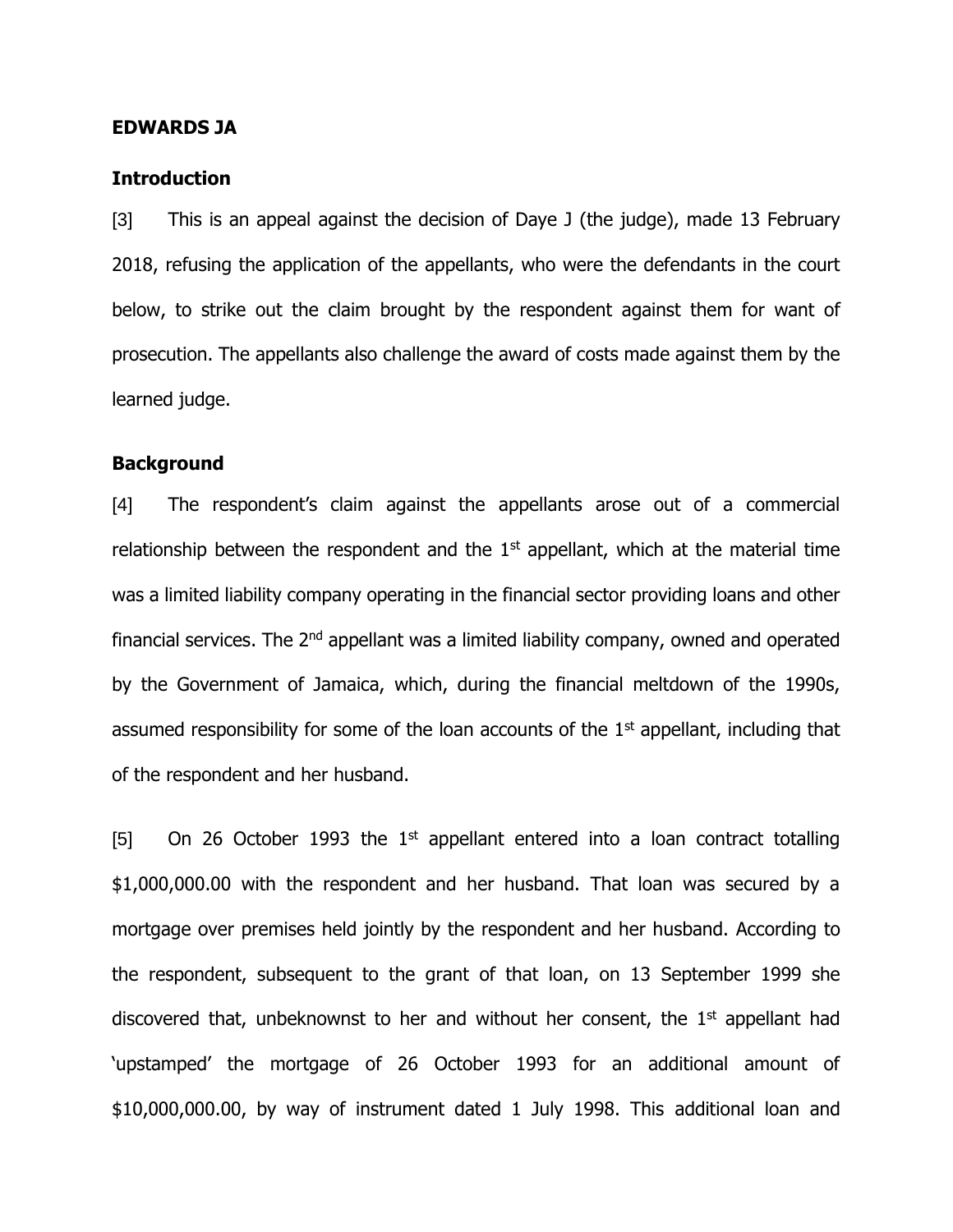**EDWARDS JA**

**Introduction**

[3] This is an appeal against the decision of Daye J (the judge), made 13 February 2018, refusing the application of the appellants, who were the defendants in the court below, to strike out the claim brought by the respondent against them for want of prosecution. The appellants also challenge the award of costs made against them by the learned judge.

**Background**

[4] The respondent's claim against the appellants arose out of a commercial relationship between the respondent and the 1st appellant, which at the material time was a limited liability company operating in the financial sector providing loans and other financial services. The 2nd appellant was a limited liability company, owned and operated by the Government of Jamaica, which, during the financial meltdown of the 1990s, assumed responsibility for some of the loan accounts of the 1st appellant, including that of the respondent and her husband.

[5] On 26 October 1993 the 1st appellant entered into a loan contract totalling $1,000,000.00 with the respondent and her husband. That loan was secured by a mortgage over premises held jointly by the respondent and her husband. According to the respondent, subsequent to the grant of that loan, on 13 September 1999 she discovered that, unbeknownst to her and without her consent, the 1st appellant had 'upstamped' the mortgage of 26 October 1993 for an additional amount of $10,000,000.00, by way of instrument dated 1 July 1998. This additional loan and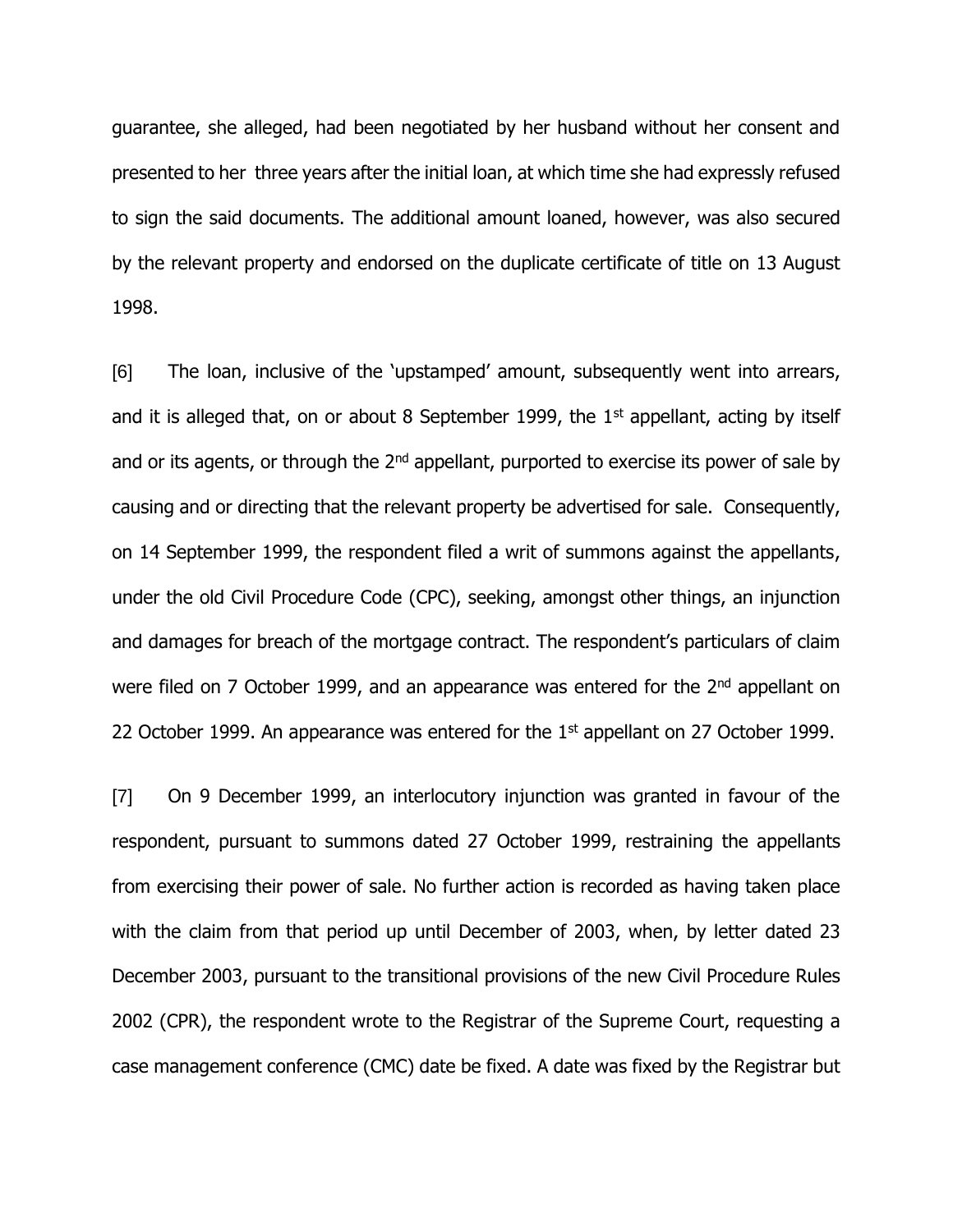guarantee, she alleged, had been negotiated by her husband without her consent and presented to her three years after the initial loan, at which time she had expressly refused to sign the said documents. The additional amount loaned, however, was also secured by the relevant property and endorsed on the duplicate certificate of title on 13 August 1998.

[6] The loan, inclusive of the 'upstamped' amount, subsequently went into arrears, and it is alleged that, on or about 8 September 1999, the 1st appellant, acting by itself and or its agents, or through the 2nd appellant, purported to exercise its power of sale by causing and or directing that the relevant property be advertised for sale. Consequently, on 14 September 1999, the respondent filed a writ of summons against the appellants, under the old Civil Procedure Code (CPC), seeking, amongst other things, an injunction and damages for breach of the mortgage contract. The respondent's particulars of claim were filed on 7 October 1999, and an appearance was entered for the 2nd appellant on 22 October 1999. An appearance was entered for the 1st appellant on 27 October 1999.

[7] On 9 December 1999, an interlocutory injunction was granted in favour of the respondent, pursuant to summons dated 27 October 1999, restraining the appellants from exercising their power of sale. No further action is recorded as having taken place with the claim from that period up until December of 2003, when, by letter dated 23 December 2003, pursuant to the transitional provisions of the new Civil Procedure Rules 2002 (CPR), the respondent wrote to the Registrar of the Supreme Court, requesting a case management conference (CMC) date be fixed. A date was fixed by the Registrar but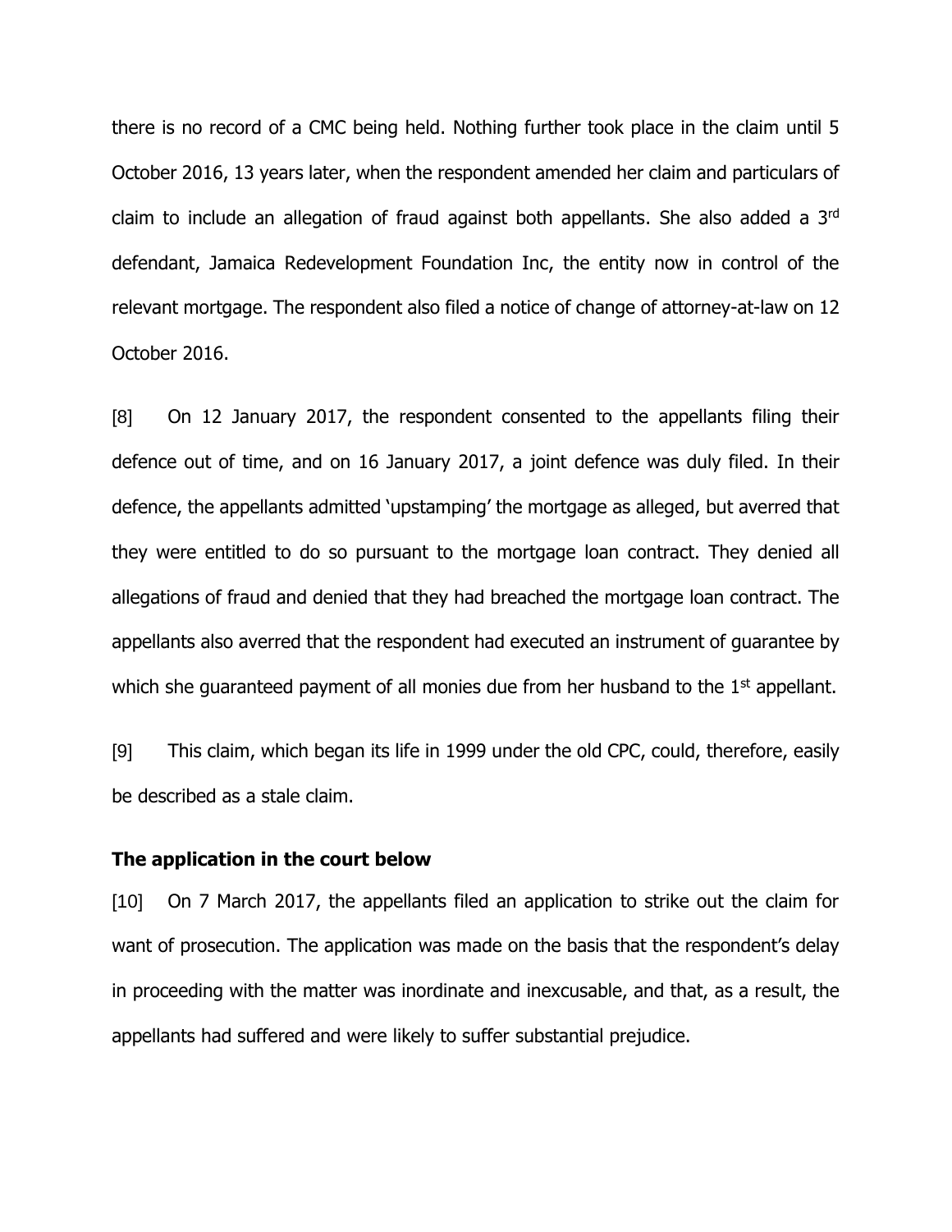there is no record of a CMC being held. Nothing further took place in the claim until 5 October 2016, 13 years later, when the respondent amended her claim and particulars of claim to include an allegation of fraud against both appellants. She also added a 3rd defendant, Jamaica Redevelopment Foundation Inc, the entity now in control of the relevant mortgage. The respondent also filed a notice of change of attorney-at-law on 12 October 2016.

[8] On 12 January 2017, the respondent consented to the appellants filing their defence out of time, and on 16 January 2017, a joint defence was duly filed. In their defence, the appellants admitted 'upstamping' the mortgage as alleged, but averred that they were entitled to do so pursuant to the mortgage loan contract. They denied all allegations of fraud and denied that they had breached the mortgage loan contract. The appellants also averred that the respondent had executed an instrument of guarantee by which she guaranteed payment of all monies due from her husband to the 1st appellant.

[9] This claim, which began its life in 1999 under the old CPC, could, therefore, easily be described as a stale claim.

**The application in the court below**

[10] On 7 March 2017, the appellants filed an application to strike out the claim for want of prosecution. The application was made on the basis that the respondent's delay in proceeding with the matter was inordinate and inexcusable, and that, as a result, the appellants had suffered and were likely to suffer substantial prejudice.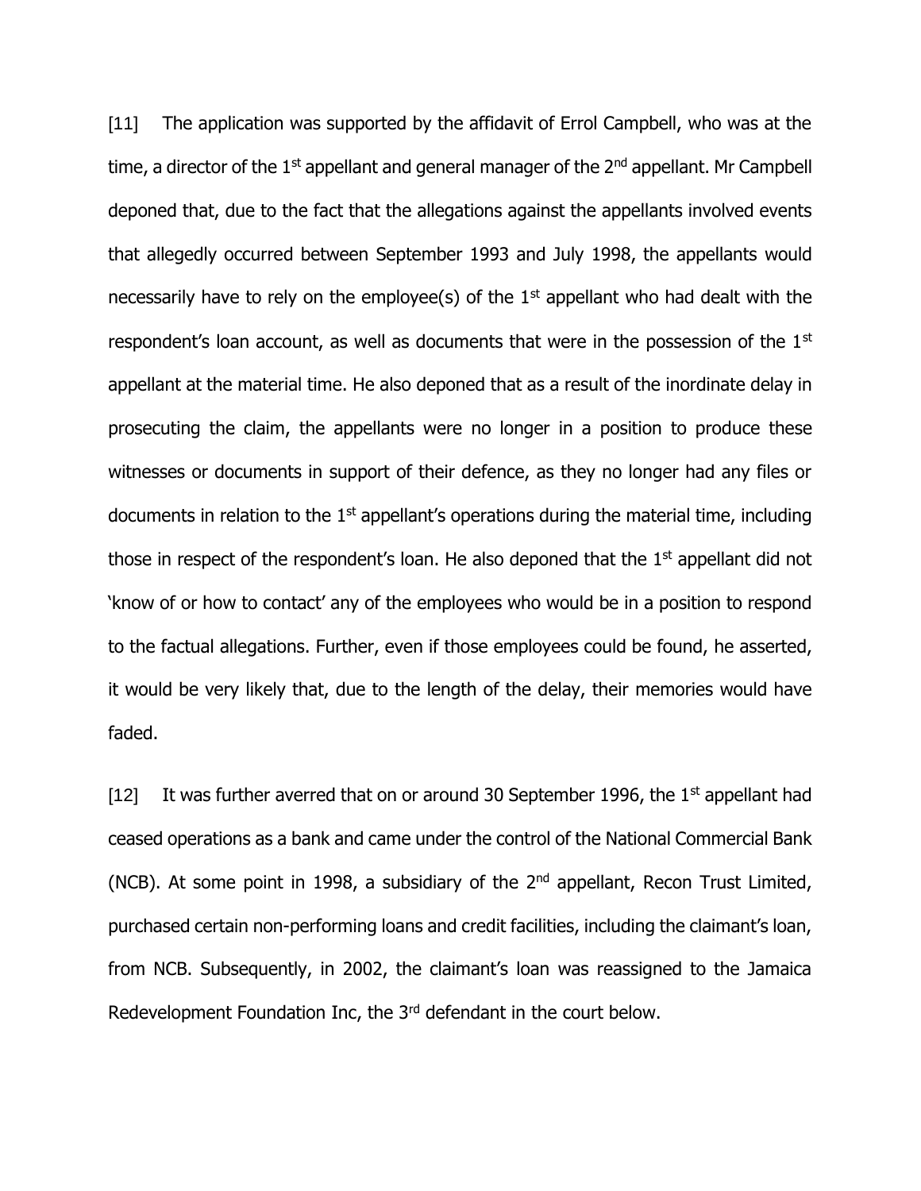[11] The application was supported by the affidavit of Errol Campbell, who was at the time, a director of the 1st appellant and general manager of the 2nd appellant. Mr Campbell deponed that, due to the fact that the allegations against the appellants involved events that allegedly occurred between September 1993 and July 1998, the appellants would necessarily have to rely on the employee(s) of the 1st appellant who had dealt with the respondent's loan account, as well as documents that were in the possession of the 1st appellant at the material time. He also deponed that as a result of the inordinate delay in prosecuting the claim, the appellants were no longer in a position to produce these witnesses or documents in support of their defence, as they no longer had any files or documents in relation to the 1st appellant's operations during the material time, including those in respect of the respondent's loan. He also deponed that the 1st appellant did not 'know of or how to contact' any of the employees who would be in a position to respond to the factual allegations. Further, even if those employees could be found, he asserted, it would be very likely that, due to the length of the delay, their memories would have faded.

[12] It was further averred that on or around 30 September 1996, the 1st appellant had ceased operations as a bank and came under the control of the National Commercial Bank (NCB). At some point in 1998, a subsidiary of the 2nd appellant, Recon Trust Limited, purchased certain non-performing loans and credit facilities, including the claimant's loan, from NCB. Subsequently, in 2002, the claimant's loan was reassigned to the Jamaica Redevelopment Foundation Inc, the 3rd defendant in the court below.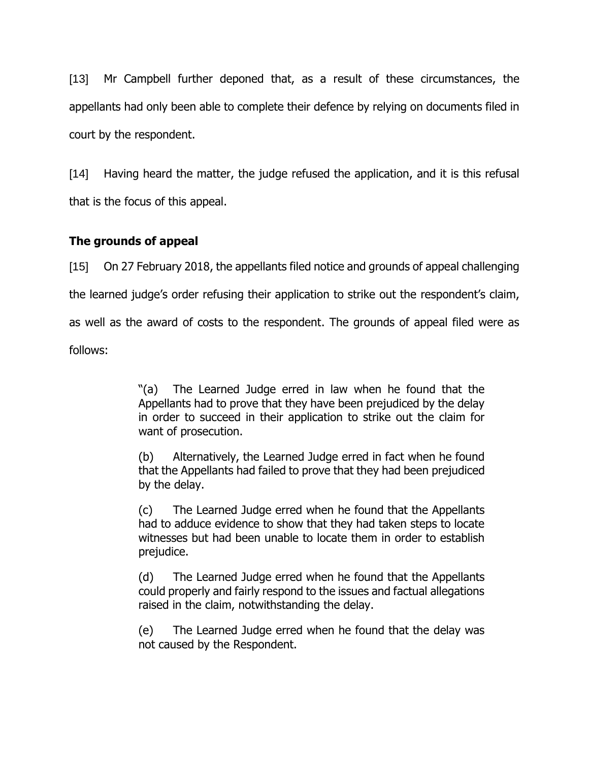[13] Mr Campbell further deponed that, as a result of these circumstances, the appellants had only been able to complete their defence by relying on documents filed in court by the respondent.

[14] Having heard the matter, the judge refused the application, and it is this refusal that is the focus of this appeal.

**The grounds of appeal**

[15] On 27 February 2018, the appellants filed notice and grounds of appeal challenging the learned judge's order refusing their application to strike out the respondent's claim, as well as the award of costs to the respondent. The grounds of appeal filed were as follows:

> "(a) The Learned Judge erred in law when he found that the Appellants had to prove that they have been prejudiced by the delay in order to succeed in their application to strike out the claim for want of prosecution.
>
> (b) Alternatively, the Learned Judge erred in fact when he found that the Appellants had failed to prove that they had been prejudiced by the delay.
>
> (c) The Learned Judge erred when he found that the Appellants had to adduce evidence to show that they had taken steps to locate witnesses but had been unable to locate them in order to establish prejudice.
>
> (d) The Learned Judge erred when he found that the Appellants could properly and fairly respond to the issues and factual allegations raised in the claim, notwithstanding the delay.
>
> (e) The Learned Judge erred when he found that the delay was not caused by the Respondent.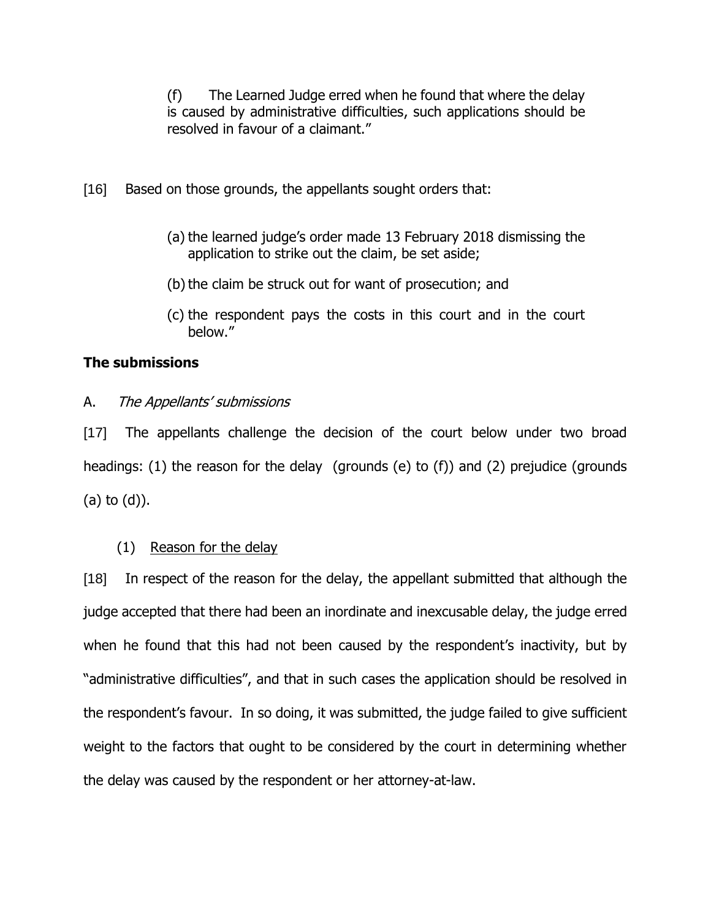(f) The Learned Judge erred when he found that where the delay is caused by administrative difficulties, such applications should be resolved in favour of a claimant."

[16] Based on those grounds, the appellants sought orders that:

(a) the learned judge's order made 13 February 2018 dismissing the application to strike out the claim, be set aside;

(b) the claim be struck out for want of prosecution; and

(c) the respondent pays the costs in this court and in the court below."

**The submissions**

A. *The Appellants' submissions*

[17] The appellants challenge the decision of the court below under two broad headings: (1) the reason for the delay (grounds (e) to (f)) and (2) prejudice (grounds (a) to (d)).

(1) <u>Reason for the delay</u>

[18] In respect of the reason for the delay, the appellant submitted that although the judge accepted that there had been an inordinate and inexcusable delay, the judge erred when he found that this had not been caused by the respondent's inactivity, but by "administrative difficulties", and that in such cases the application should be resolved in the respondent's favour. In so doing, it was submitted, the judge failed to give sufficient weight to the factors that ought to be considered by the court in determining whether the delay was caused by the respondent or her attorney-at-law.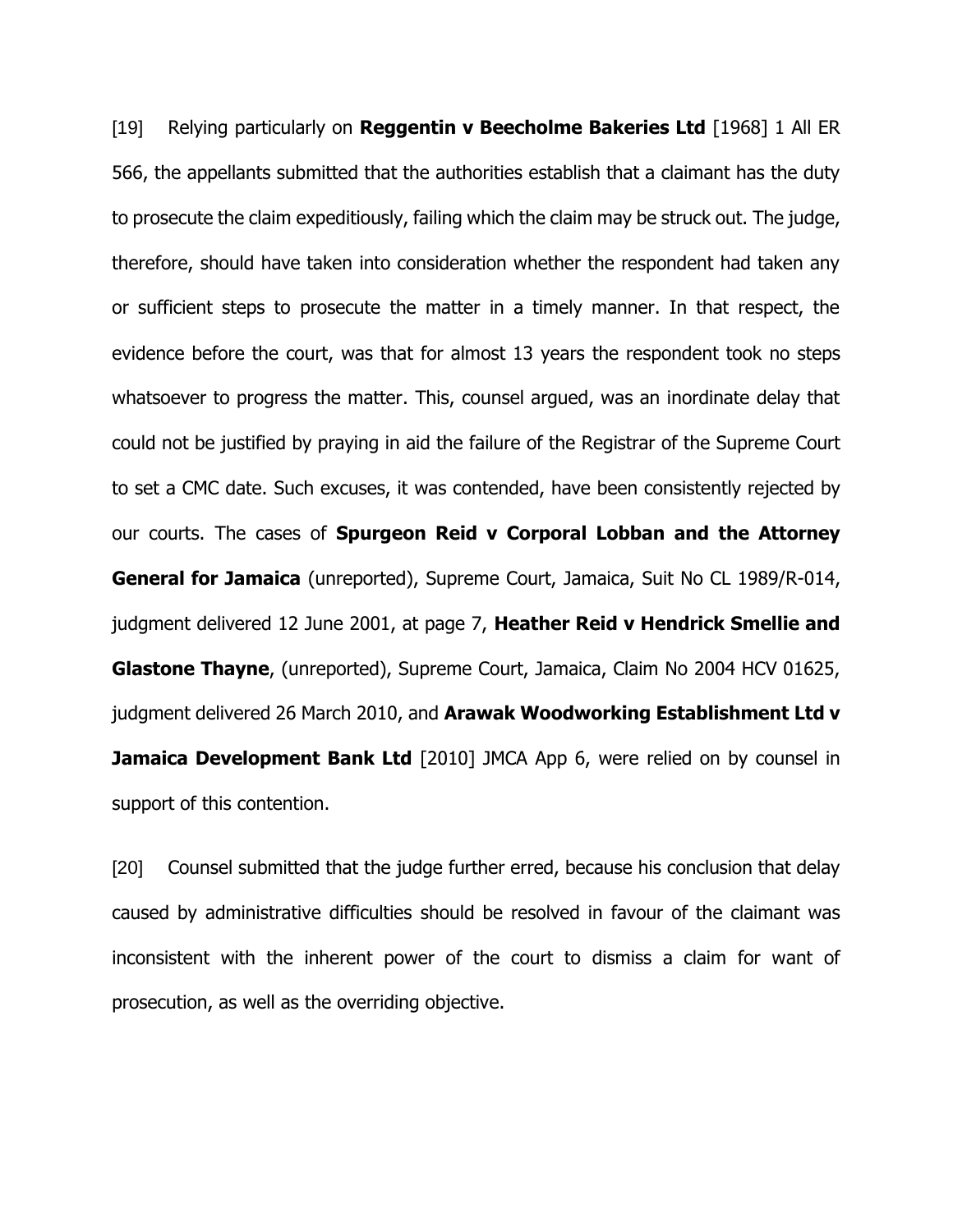[19] Relying particularly on **Reggentin v Beecholme Bakeries Ltd** [1968] 1 All ER 566, the appellants submitted that the authorities establish that a claimant has the duty to prosecute the claim expeditiously, failing which the claim may be struck out. The judge, therefore, should have taken into consideration whether the respondent had taken any or sufficient steps to prosecute the matter in a timely manner. In that respect, the evidence before the court, was that for almost 13 years the respondent took no steps whatsoever to progress the matter. This, counsel argued, was an inordinate delay that could not be justified by praying in aid the failure of the Registrar of the Supreme Court to set a CMC date. Such excuses, it was contended, have been consistently rejected by our courts. The cases of **Spurgeon Reid v Corporal Lobban and the Attorney General for Jamaica** (unreported), Supreme Court, Jamaica, Suit No CL 1989/R-014, judgment delivered 12 June 2001, at page 7, **Heather Reid v Hendrick Smellie and Glastone Thayne**, (unreported), Supreme Court, Jamaica, Claim No 2004 HCV 01625, judgment delivered 26 March 2010, and **Arawak Woodworking Establishment Ltd v Jamaica Development Bank Ltd** [2010] JMCA App 6, were relied on by counsel in support of this contention.

[20] Counsel submitted that the judge further erred, because his conclusion that delay caused by administrative difficulties should be resolved in favour of the claimant was inconsistent with the inherent power of the court to dismiss a claim for want of prosecution, as well as the overriding objective.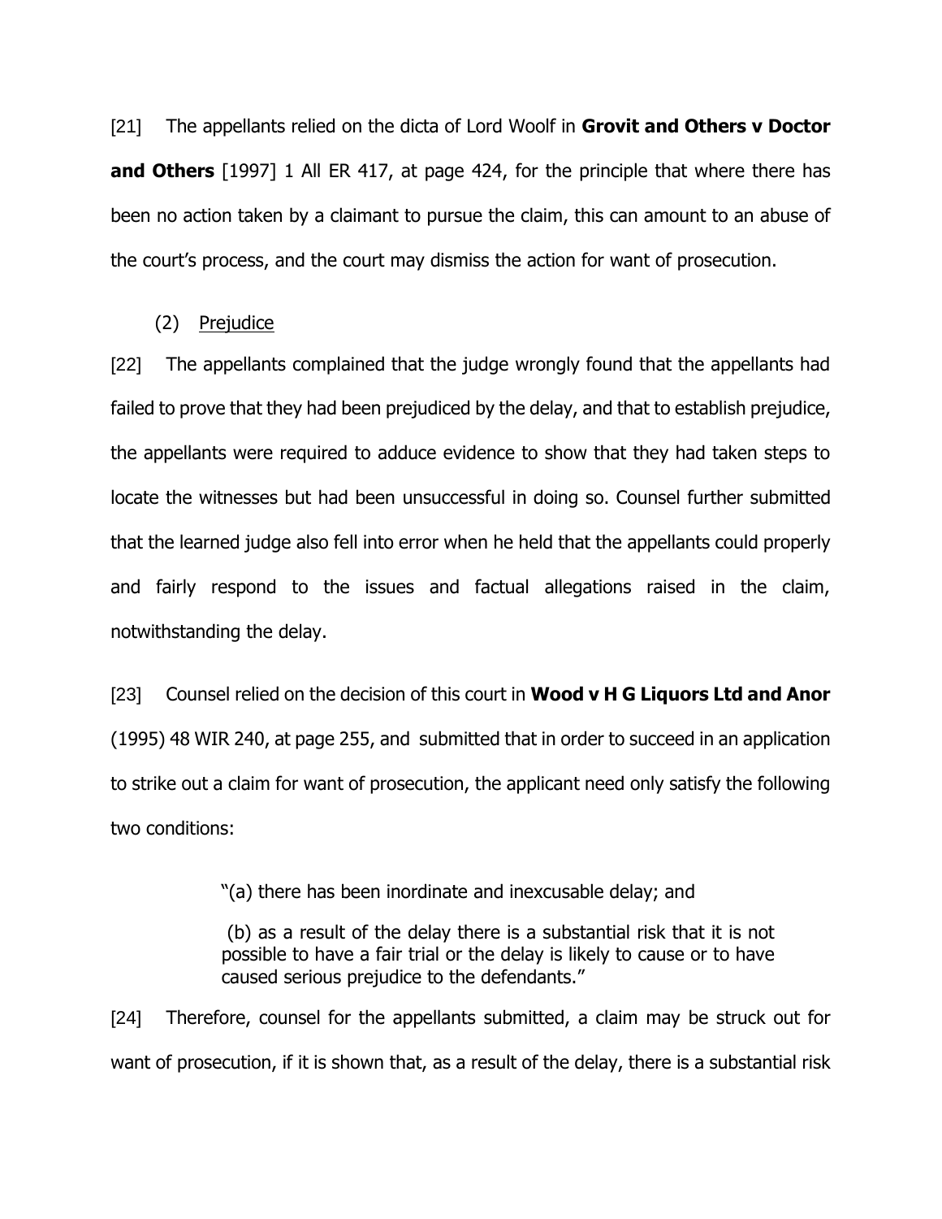[21] The appellants relied on the dicta of Lord Woolf in **Grovit and Others v Doctor and Others** [1997] 1 All ER 417, at page 424, for the principle that where there has been no action taken by a claimant to pursue the claim, this can amount to an abuse of the court's process, and the court may dismiss the action for want of prosecution.

(2) <u>Prejudice</u>

[22] The appellants complained that the judge wrongly found that the appellants had failed to prove that they had been prejudiced by the delay, and that to establish prejudice, the appellants were required to adduce evidence to show that they had taken steps to locate the witnesses but had been unsuccessful in doing so. Counsel further submitted that the learned judge also fell into error when he held that the appellants could properly and fairly respond to the issues and factual allegations raised in the claim, notwithstanding the delay.

[23] Counsel relied on the decision of this court in **Wood v H G Liquors Ltd and Anor** (1995) 48 WIR 240, at page 255, and submitted that in order to succeed in an application to strike out a claim for want of prosecution, the applicant need only satisfy the following two conditions:

> "(a) there has been inordinate and inexcusable delay; and
>
> (b) as a result of the delay there is a substantial risk that it is not possible to have a fair trial or the delay is likely to cause or to have caused serious prejudice to the defendants."

[24] Therefore, counsel for the appellants submitted, a claim may be struck out for want of prosecution, if it is shown that, as a result of the delay, there is a substantial risk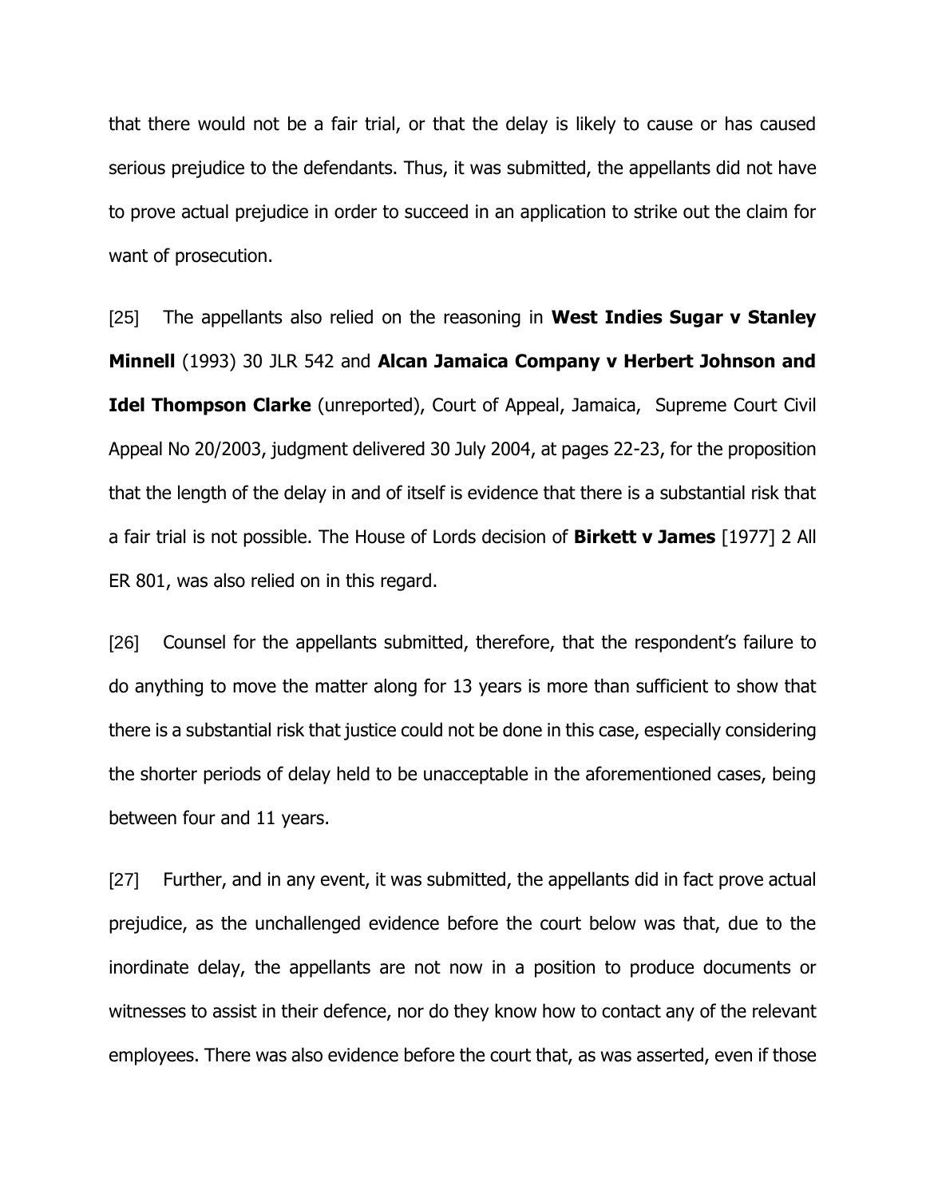that there would not be a fair trial, or that the delay is likely to cause or has caused serious prejudice to the defendants. Thus, it was submitted, the appellants did not have to prove actual prejudice in order to succeed in an application to strike out the claim for want of prosecution.

[25] The appellants also relied on the reasoning in **West Indies Sugar v Stanley Minnell** (1993) 30 JLR 542 and **Alcan Jamaica Company v Herbert Johnson and Idel Thompson Clarke** (unreported), Court of Appeal, Jamaica, Supreme Court Civil Appeal No 20/2003, judgment delivered 30 July 2004, at pages 22-23, for the proposition that the length of the delay in and of itself is evidence that there is a substantial risk that a fair trial is not possible. The House of Lords decision of **Birkett v James** [1977] 2 All ER 801, was also relied on in this regard.

[26] Counsel for the appellants submitted, therefore, that the respondent's failure to do anything to move the matter along for 13 years is more than sufficient to show that there is a substantial risk that justice could not be done in this case, especially considering the shorter periods of delay held to be unacceptable in the aforementioned cases, being between four and 11 years.

[27] Further, and in any event, it was submitted, the appellants did in fact prove actual prejudice, as the unchallenged evidence before the court below was that, due to the inordinate delay, the appellants are not now in a position to produce documents or witnesses to assist in their defence, nor do they know how to contact any of the relevant employees. There was also evidence before the court that, as was asserted, even if those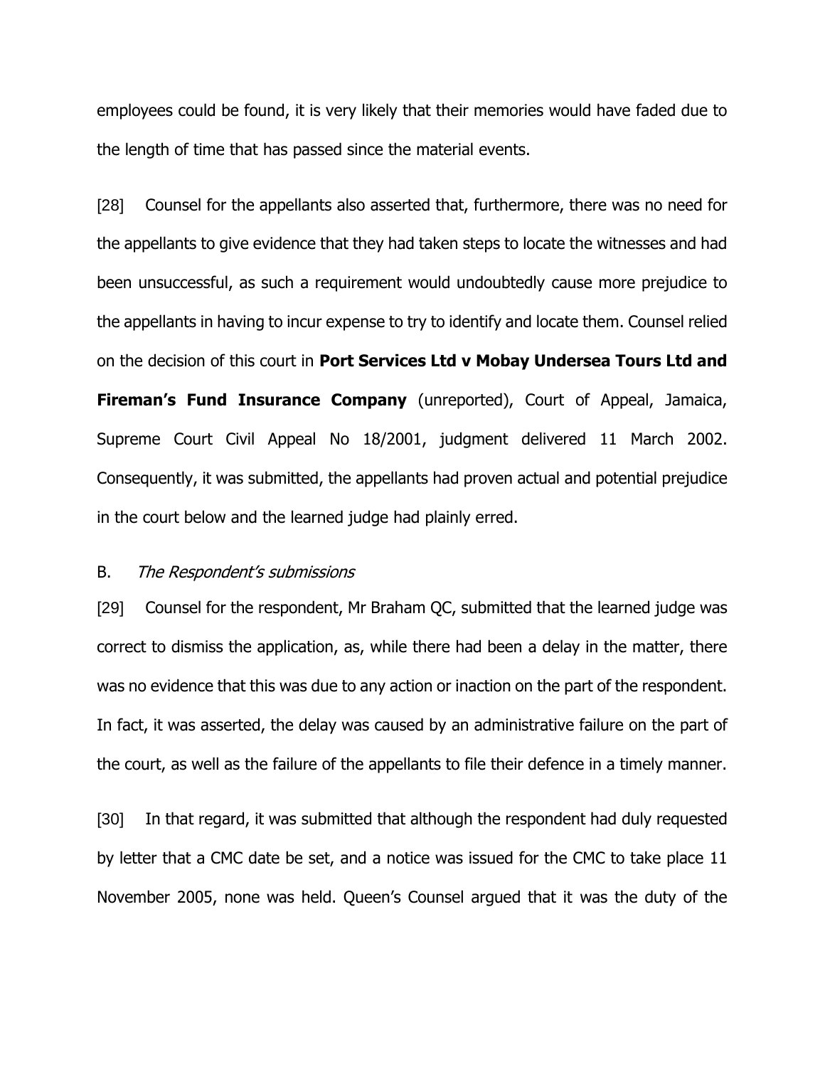employees could be found, it is very likely that their memories would have faded due to the length of time that has passed since the material events.

[28] Counsel for the appellants also asserted that, furthermore, there was no need for the appellants to give evidence that they had taken steps to locate the witnesses and had been unsuccessful, as such a requirement would undoubtedly cause more prejudice to the appellants in having to incur expense to try to identify and locate them. Counsel relied on the decision of this court in **Port Services Ltd v Mobay Undersea Tours Ltd and Fireman's Fund Insurance Company** (unreported), Court of Appeal, Jamaica, Supreme Court Civil Appeal No 18/2001, judgment delivered 11 March 2002. Consequently, it was submitted, the appellants had proven actual and potential prejudice in the court below and the learned judge had plainly erred.

B. *The Respondent's submissions*

[29] Counsel for the respondent, Mr Braham QC, submitted that the learned judge was correct to dismiss the application, as, while there had been a delay in the matter, there was no evidence that this was due to any action or inaction on the part of the respondent. In fact, it was asserted, the delay was caused by an administrative failure on the part of the court, as well as the failure of the appellants to file their defence in a timely manner.

[30] In that regard, it was submitted that although the respondent had duly requested by letter that a CMC date be set, and a notice was issued for the CMC to take place 11 November 2005, none was held. Queen's Counsel argued that it was the duty of the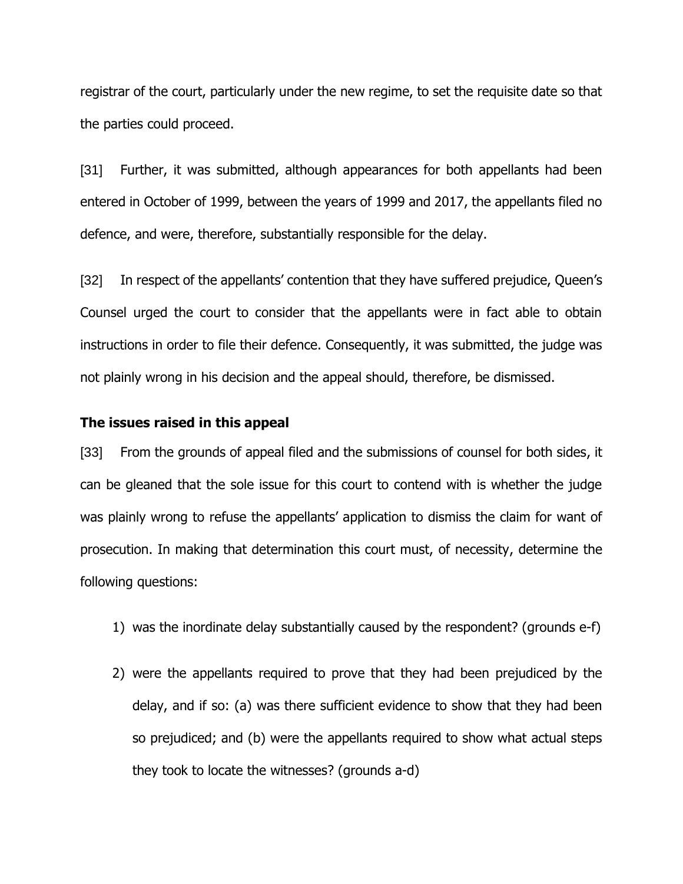registrar of the court, particularly under the new regime, to set the requisite date so that the parties could proceed.

[31] Further, it was submitted, although appearances for both appellants had been entered in October of 1999, between the years of 1999 and 2017, the appellants filed no defence, and were, therefore, substantially responsible for the delay.

[32] In respect of the appellants' contention that they have suffered prejudice, Queen's Counsel urged the court to consider that the appellants were in fact able to obtain instructions in order to file their defence. Consequently, it was submitted, the judge was not plainly wrong in his decision and the appeal should, therefore, be dismissed.

**The issues raised in this appeal**

[33] From the grounds of appeal filed and the submissions of counsel for both sides, it can be gleaned that the sole issue for this court to contend with is whether the judge was plainly wrong to refuse the appellants' application to dismiss the claim for want of prosecution. In making that determination this court must, of necessity, determine the following questions:

1) was the inordinate delay substantially caused by the respondent? (grounds e-f)

2) were the appellants required to prove that they had been prejudiced by the delay, and if so: (a) was there sufficient evidence to show that they had been so prejudiced; and (b) were the appellants required to show what actual steps they took to locate the witnesses? (grounds a-d)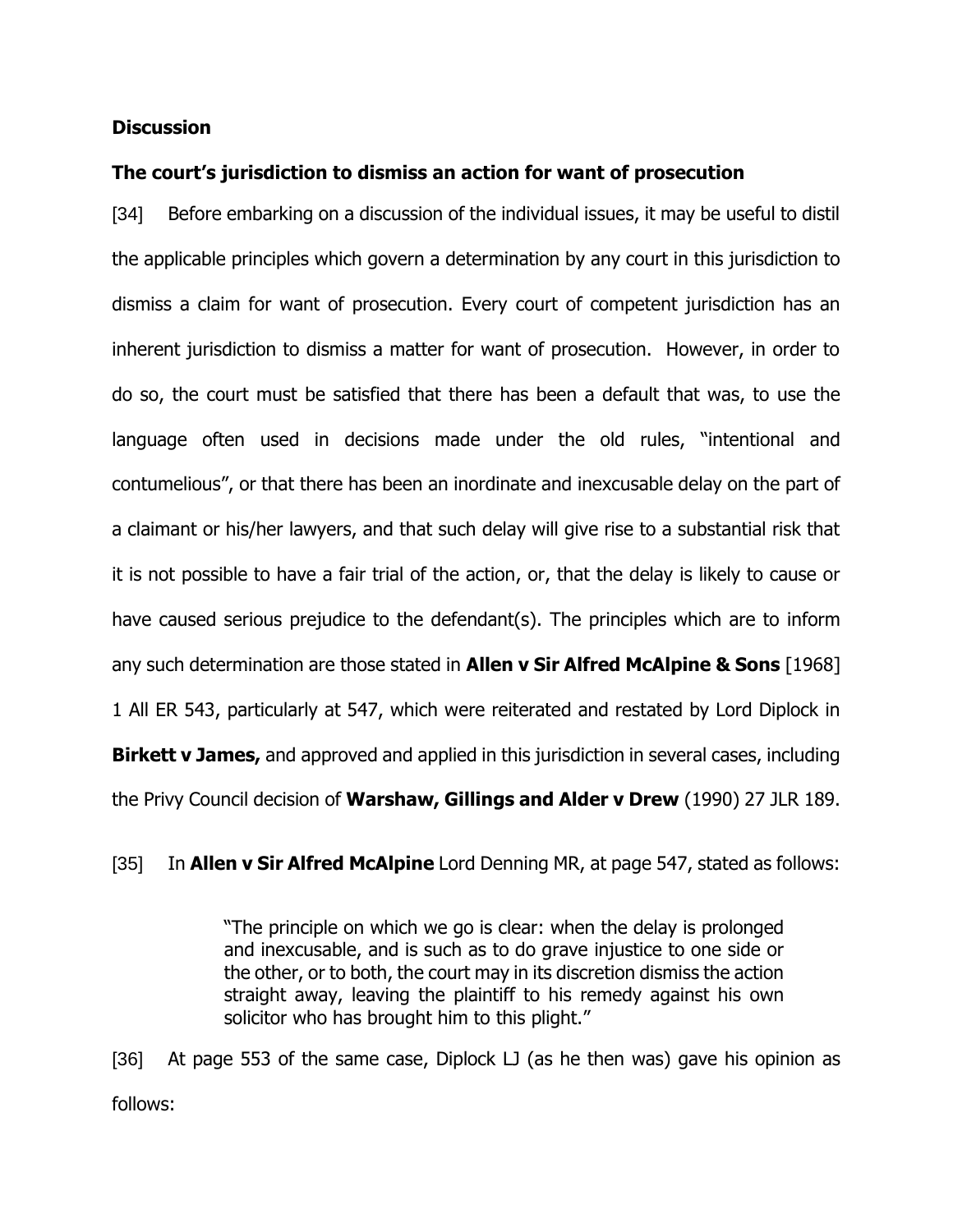**Discussion**

**The court's jurisdiction to dismiss an action for want of prosecution**

[34] Before embarking on a discussion of the individual issues, it may be useful to distil the applicable principles which govern a determination by any court in this jurisdiction to dismiss a claim for want of prosecution. Every court of competent jurisdiction has an inherent jurisdiction to dismiss a matter for want of prosecution. However, in order to do so, the court must be satisfied that there has been a default that was, to use the language often used in decisions made under the old rules, "intentional and contumelious", or that there has been an inordinate and inexcusable delay on the part of a claimant or his/her lawyers, and that such delay will give rise to a substantial risk that it is not possible to have a fair trial of the action, or, that the delay is likely to cause or have caused serious prejudice to the defendant(s). The principles which are to inform any such determination are those stated in **Allen v Sir Alfred McAlpine & Sons** [1968] 1 All ER 543, particularly at 547, which were reiterated and restated by Lord Diplock in **Birkett v James,** and approved and applied in this jurisdiction in several cases, including the Privy Council decision of **Warshaw, Gillings and Alder v Drew** (1990) 27 JLR 189.

[35] In **Allen v Sir Alfred McAlpine** Lord Denning MR, at page 547, stated as follows:

> "The principle on which we go is clear: when the delay is prolonged and inexcusable, and is such as to do grave injustice to one side or the other, or to both, the court may in its discretion dismiss the action straight away, leaving the plaintiff to his remedy against his own solicitor who has brought him to this plight."

[36] At page 553 of the same case, Diplock LJ (as he then was) gave his opinion as follows: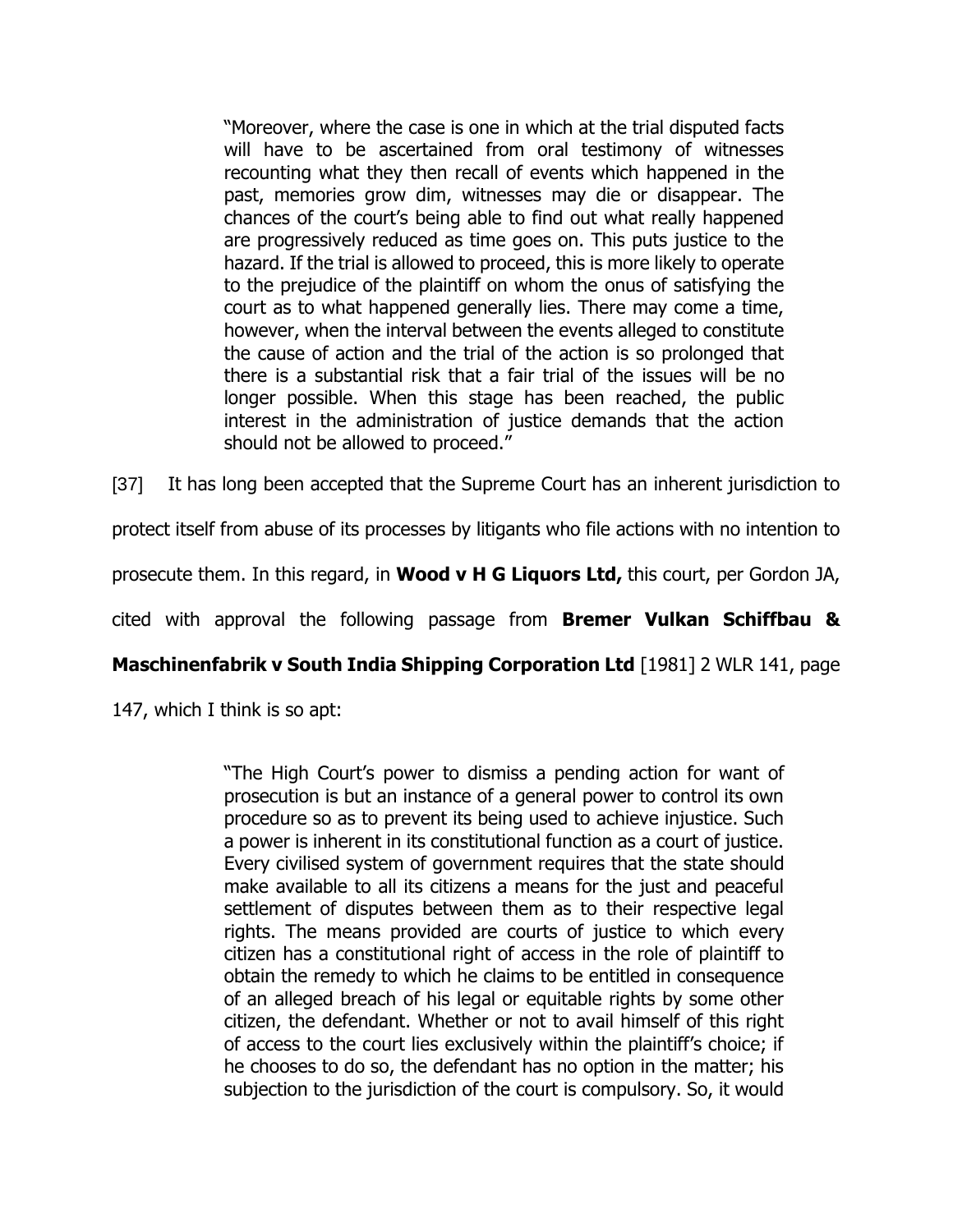> "Moreover, where the case is one in which at the trial disputed facts will have to be ascertained from oral testimony of witnesses recounting what they then recall of events which happened in the past, memories grow dim, witnesses may die or disappear. The chances of the court's being able to find out what really happened are progressively reduced as time goes on. This puts justice to the hazard. If the trial is allowed to proceed, this is more likely to operate to the prejudice of the plaintiff on whom the onus of satisfying the court as to what happened generally lies. There may come a time, however, when the interval between the events alleged to constitute the cause of action and the trial of the action is so prolonged that there is a substantial risk that a fair trial of the issues will be no longer possible. When this stage has been reached, the public interest in the administration of justice demands that the action should not be allowed to proceed."

[37] It has long been accepted that the Supreme Court has an inherent jurisdiction to protect itself from abuse of its processes by litigants who file actions with no intention to prosecute them. In this regard, in **Wood v H G Liquors Ltd,** this court, per Gordon JA, cited with approval the following passage from **Bremer Vulkan Schiffbau & Maschinenfabrik v South India Shipping Corporation Ltd** [1981] 2 WLR 141, page 147, which I think is so apt:

> "The High Court's power to dismiss a pending action for want of prosecution is but an instance of a general power to control its own procedure so as to prevent its being used to achieve injustice. Such a power is inherent in its constitutional function as a court of justice. Every civilised system of government requires that the state should make available to all its citizens a means for the just and peaceful settlement of disputes between them as to their respective legal rights. The means provided are courts of justice to which every citizen has a constitutional right of access in the role of plaintiff to obtain the remedy to which he claims to be entitled in consequence of an alleged breach of his legal or equitable rights by some other citizen, the defendant. Whether or not to avail himself of this right of access to the court lies exclusively within the plaintiff's choice; if he chooses to do so, the defendant has no option in the matter; his subjection to the jurisdiction of the court is compulsory. So, it would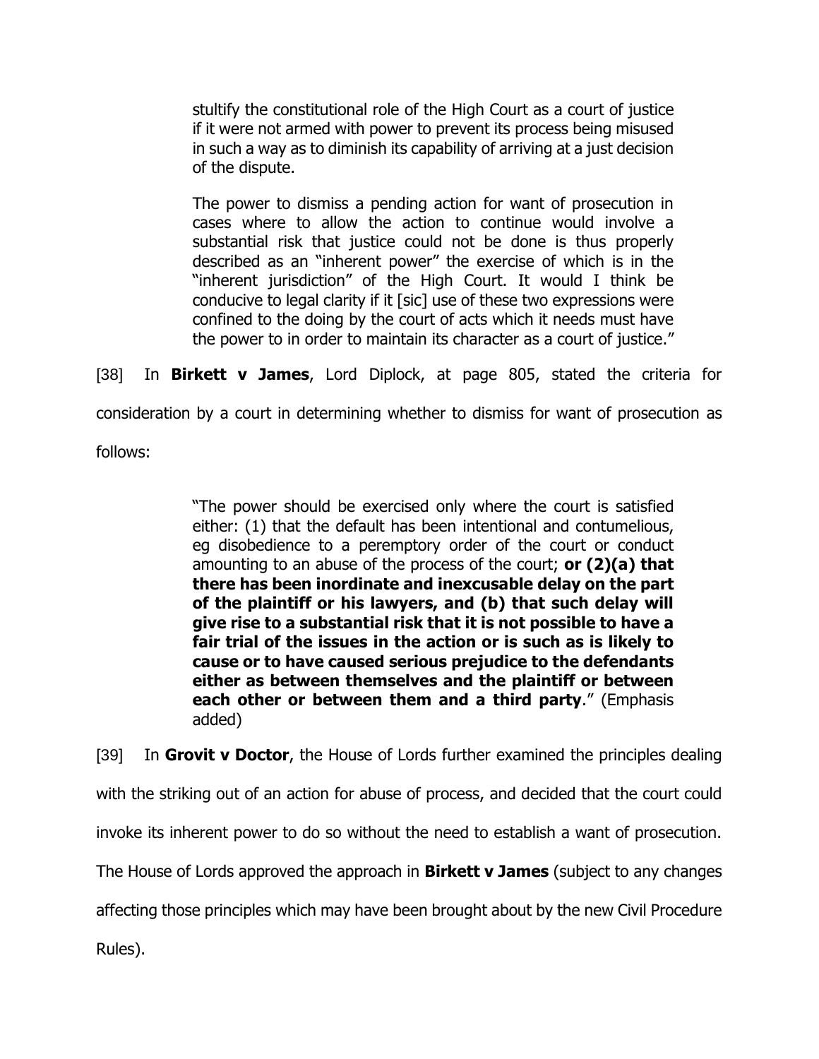> stultify the constitutional role of the High Court as a court of justice if it were not armed with power to prevent its process being misused in such a way as to diminish its capability of arriving at a just decision of the dispute.
>
> The power to dismiss a pending action for want of prosecution in cases where to allow the action to continue would involve a substantial risk that justice could not be done is thus properly described as an "inherent power" the exercise of which is in the "inherent jurisdiction" of the High Court. It would I think be conducive to legal clarity if it [sic] use of these two expressions were confined to the doing by the court of acts which it needs must have the power to in order to maintain its character as a court of justice."

[38] In **Birkett v James**, Lord Diplock, at page 805, stated the criteria for consideration by a court in determining whether to dismiss for want of prosecution as follows:

> "The power should be exercised only where the court is satisfied either: (1) that the default has been intentional and contumelious, eg disobedience to a peremptory order of the court or conduct amounting to an abuse of the process of the court; **or (2)(a) that there has been inordinate and inexcusable delay on the part of the plaintiff or his lawyers, and (b) that such delay will give rise to a substantial risk that it is not possible to have a fair trial of the issues in the action or is such as is likely to cause or to have caused serious prejudice to the defendants either as between themselves and the plaintiff or between each other or between them and a third party**." (Emphasis added)

[39] In **Grovit v Doctor**, the House of Lords further examined the principles dealing with the striking out of an action for abuse of process, and decided that the court could invoke its inherent power to do so without the need to establish a want of prosecution. The House of Lords approved the approach in **Birkett v James** (subject to any changes affecting those principles which may have been brought about by the new Civil Procedure Rules).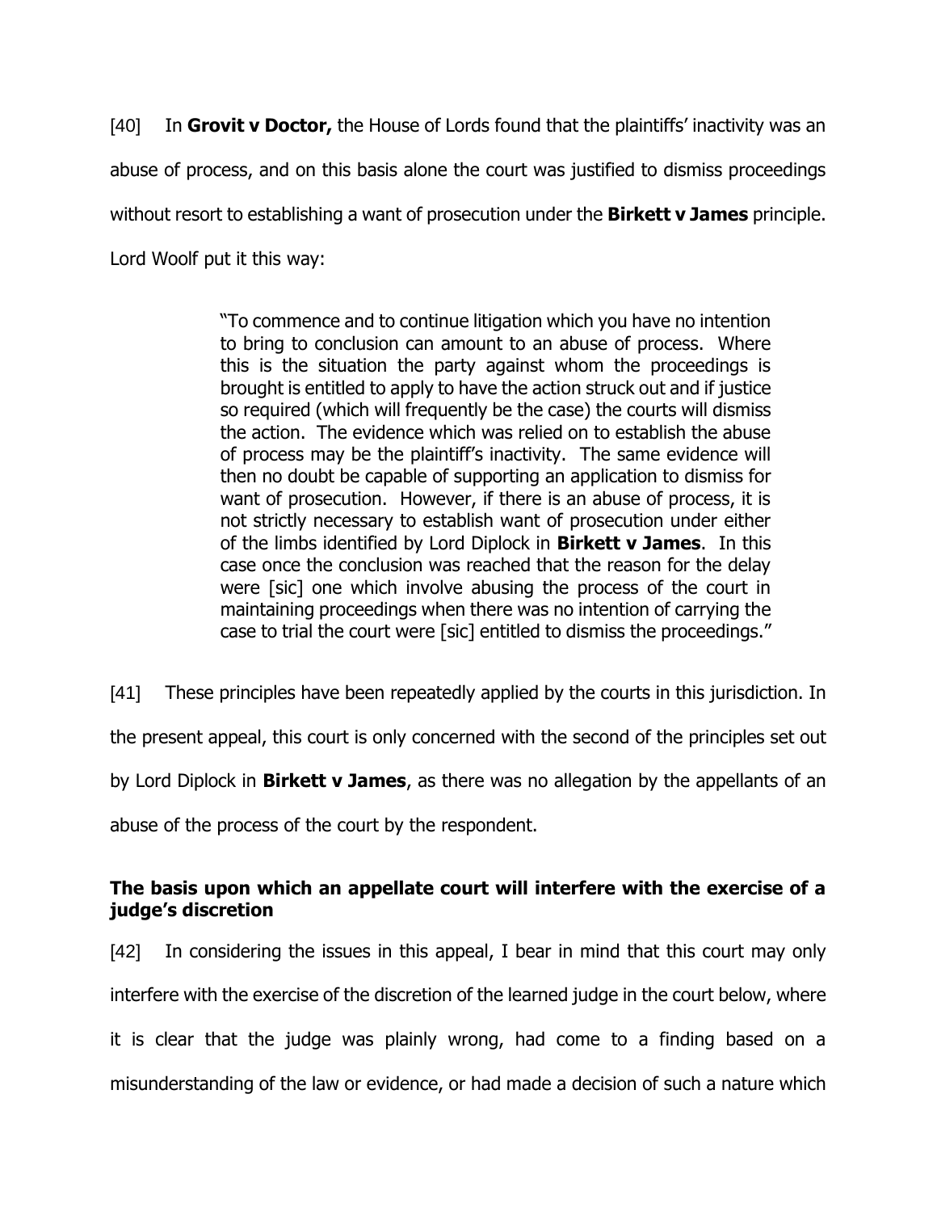[40] In **Grovit v Doctor,** the House of Lords found that the plaintiffs' inactivity was an abuse of process, and on this basis alone the court was justified to dismiss proceedings without resort to establishing a want of prosecution under the **Birkett v James** principle. Lord Woolf put it this way:

> "To commence and to continue litigation which you have no intention to bring to conclusion can amount to an abuse of process. Where this is the situation the party against whom the proceedings is brought is entitled to apply to have the action struck out and if justice so required (which will frequently be the case) the courts will dismiss the action. The evidence which was relied on to establish the abuse of process may be the plaintiff's inactivity. The same evidence will then no doubt be capable of supporting an application to dismiss for want of prosecution. However, if there is an abuse of process, it is not strictly necessary to establish want of prosecution under either of the limbs identified by Lord Diplock in **Birkett v James**. In this case once the conclusion was reached that the reason for the delay were [sic] one which involve abusing the process of the court in maintaining proceedings when there was no intention of carrying the case to trial the court were [sic] entitled to dismiss the proceedings."

[41] These principles have been repeatedly applied by the courts in this jurisdiction. In the present appeal, this court is only concerned with the second of the principles set out by Lord Diplock in **Birkett v James**, as there was no allegation by the appellants of an abuse of the process of the court by the respondent.

**The basis upon which an appellate court will interfere with the exercise of a judge's discretion**

[42] In considering the issues in this appeal, I bear in mind that this court may only interfere with the exercise of the discretion of the learned judge in the court below, where it is clear that the judge was plainly wrong, had come to a finding based on a misunderstanding of the law or evidence, or had made a decision of such a nature which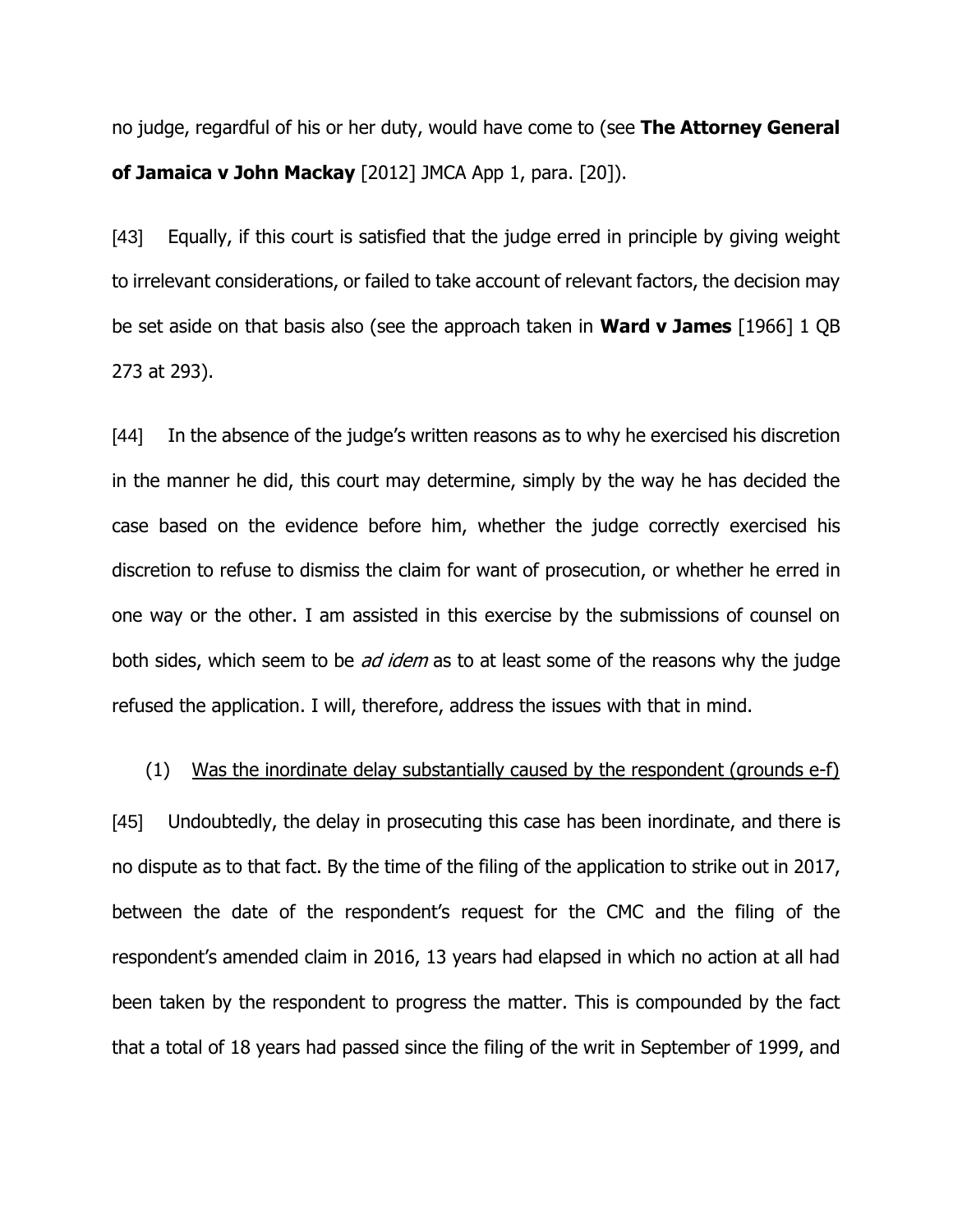no judge, regardful of his or her duty, would have come to (see **The Attorney General of Jamaica v John Mackay** [2012] JMCA App 1, para. [20]).

[43] Equally, if this court is satisfied that the judge erred in principle by giving weight to irrelevant considerations, or failed to take account of relevant factors, the decision may be set aside on that basis also (see the approach taken in **Ward v James** [1966] 1 QB 273 at 293).

[44] In the absence of the judge's written reasons as to why he exercised his discretion in the manner he did, this court may determine, simply by the way he has decided the case based on the evidence before him, whether the judge correctly exercised his discretion to refuse to dismiss the claim for want of prosecution, or whether he erred in one way or the other. I am assisted in this exercise by the submissions of counsel on both sides, which seem to be *ad idem* as to at least some of the reasons why the judge refused the application. I will, therefore, address the issues with that in mind.

(1) <u>Was the inordinate delay substantially caused by the respondent (grounds e-f)</u>

[45] Undoubtedly, the delay in prosecuting this case has been inordinate, and there is no dispute as to that fact. By the time of the filing of the application to strike out in 2017, between the date of the respondent's request for the CMC and the filing of the respondent's amended claim in 2016, 13 years had elapsed in which no action at all had been taken by the respondent to progress the matter. This is compounded by the fact that a total of 18 years had passed since the filing of the writ in September of 1999, and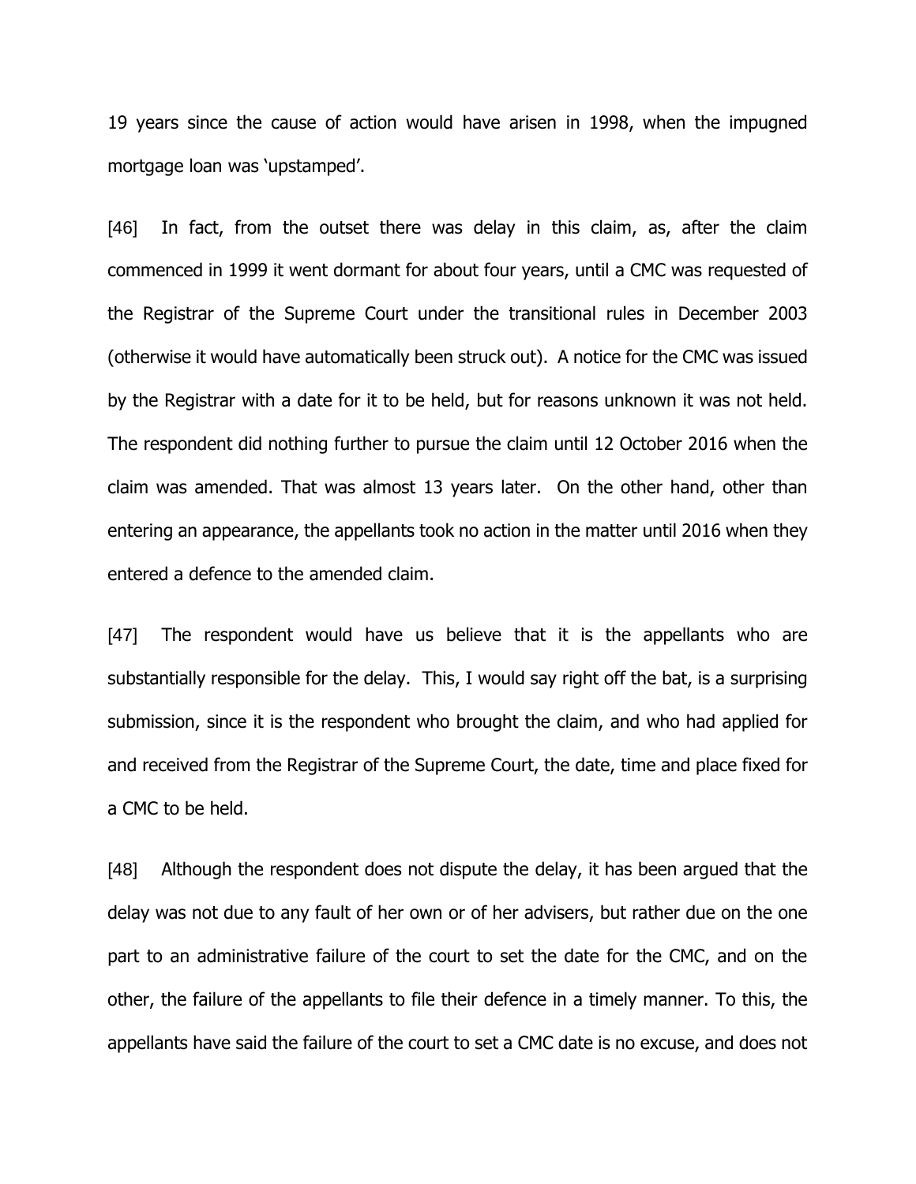19 years since the cause of action would have arisen in 1998, when the impugned mortgage loan was 'upstamped'.

[46] In fact, from the outset there was delay in this claim, as, after the claim commenced in 1999 it went dormant for about four years, until a CMC was requested of the Registrar of the Supreme Court under the transitional rules in December 2003 (otherwise it would have automatically been struck out). A notice for the CMC was issued by the Registrar with a date for it to be held, but for reasons unknown it was not held. The respondent did nothing further to pursue the claim until 12 October 2016 when the claim was amended. That was almost 13 years later. On the other hand, other than entering an appearance, the appellants took no action in the matter until 2016 when they entered a defence to the amended claim.

[47] The respondent would have us believe that it is the appellants who are substantially responsible for the delay. This, I would say right off the bat, is a surprising submission, since it is the respondent who brought the claim, and who had applied for and received from the Registrar of the Supreme Court, the date, time and place fixed for a CMC to be held.

[48] Although the respondent does not dispute the delay, it has been argued that the delay was not due to any fault of her own or of her advisers, but rather due on the one part to an administrative failure of the court to set the date for the CMC, and on the other, the failure of the appellants to file their defence in a timely manner. To this, the appellants have said the failure of the court to set a CMC date is no excuse, and does not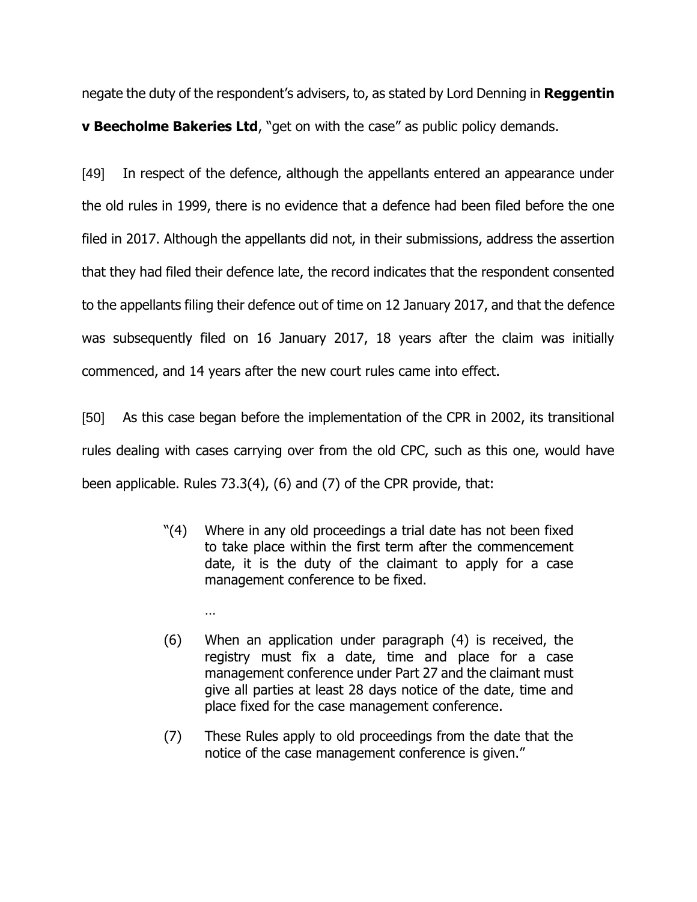negate the duty of the respondent's advisers, to, as stated by Lord Denning in **Reggentin v Beecholme Bakeries Ltd**, "get on with the case" as public policy demands.

[49] In respect of the defence, although the appellants entered an appearance under the old rules in 1999, there is no evidence that a defence had been filed before the one filed in 2017. Although the appellants did not, in their submissions, address the assertion that they had filed their defence late, the record indicates that the respondent consented to the appellants filing their defence out of time on 12 January 2017, and that the defence was subsequently filed on 16 January 2017, 18 years after the claim was initially commenced, and 14 years after the new court rules came into effect.

[50] As this case began before the implementation of the CPR in 2002, its transitional rules dealing with cases carrying over from the old CPC, such as this one, would have been applicable. Rules 73.3(4), (6) and (7) of the CPR provide, that:

> "(4) Where in any old proceedings a trial date has not been fixed to take place within the first term after the commencement date, it is the duty of the claimant to apply for a case management conference to be fixed.
>
> …
>
> (6) When an application under paragraph (4) is received, the registry must fix a date, time and place for a case management conference under Part 27 and the claimant must give all parties at least 28 days notice of the date, time and place fixed for the case management conference.
>
> (7) These Rules apply to old proceedings from the date that the notice of the case management conference is given."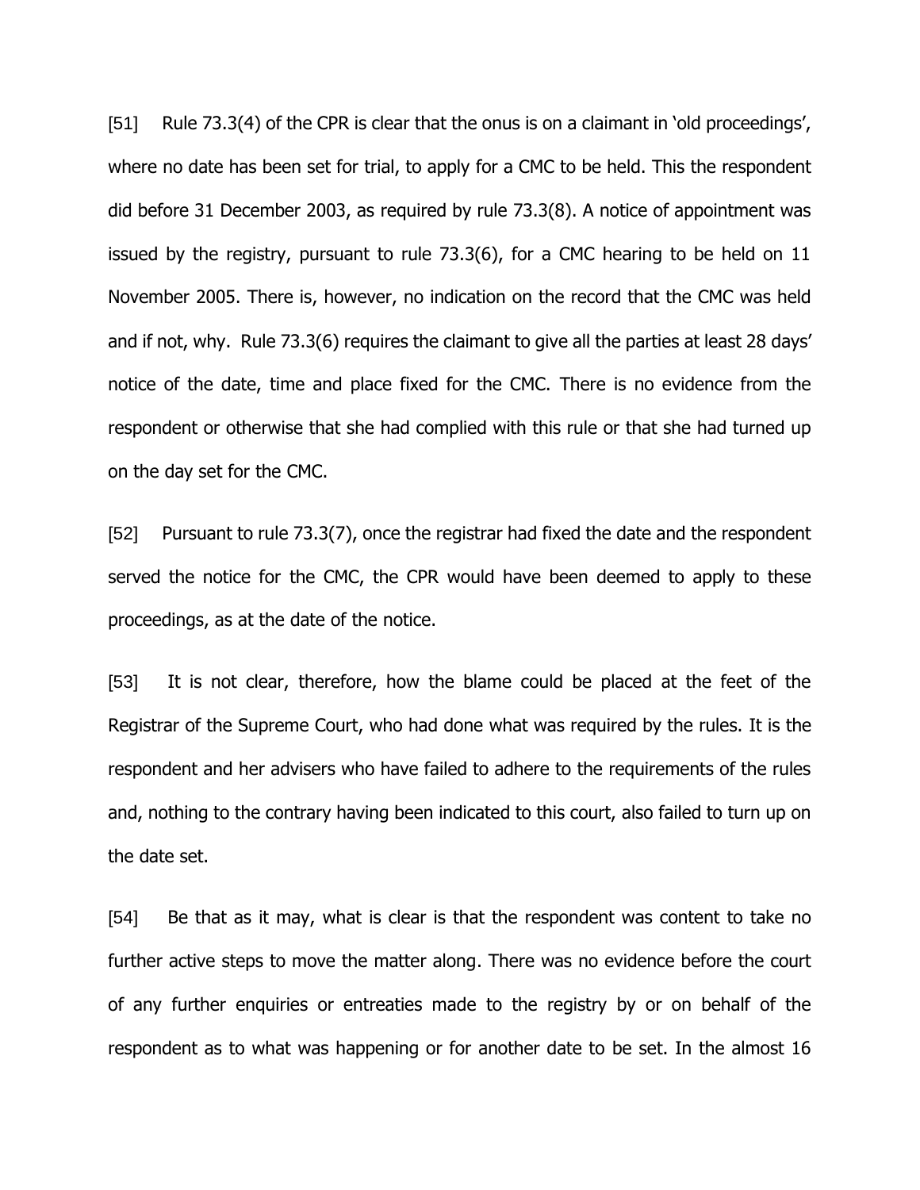[51] Rule 73.3(4) of the CPR is clear that the onus is on a claimant in 'old proceedings', where no date has been set for trial, to apply for a CMC to be held. This the respondent did before 31 December 2003, as required by rule 73.3(8). A notice of appointment was issued by the registry, pursuant to rule 73.3(6), for a CMC hearing to be held on 11 November 2005. There is, however, no indication on the record that the CMC was held and if not, why. Rule 73.3(6) requires the claimant to give all the parties at least 28 days' notice of the date, time and place fixed for the CMC. There is no evidence from the respondent or otherwise that she had complied with this rule or that she had turned up on the day set for the CMC.

[52] Pursuant to rule 73.3(7), once the registrar had fixed the date and the respondent served the notice for the CMC, the CPR would have been deemed to apply to these proceedings, as at the date of the notice.

[53] It is not clear, therefore, how the blame could be placed at the feet of the Registrar of the Supreme Court, who had done what was required by the rules. It is the respondent and her advisers who have failed to adhere to the requirements of the rules and, nothing to the contrary having been indicated to this court, also failed to turn up on the date set.

[54] Be that as it may, what is clear is that the respondent was content to take no further active steps to move the matter along. There was no evidence before the court of any further enquiries or entreaties made to the registry by or on behalf of the respondent as to what was happening or for another date to be set. In the almost 16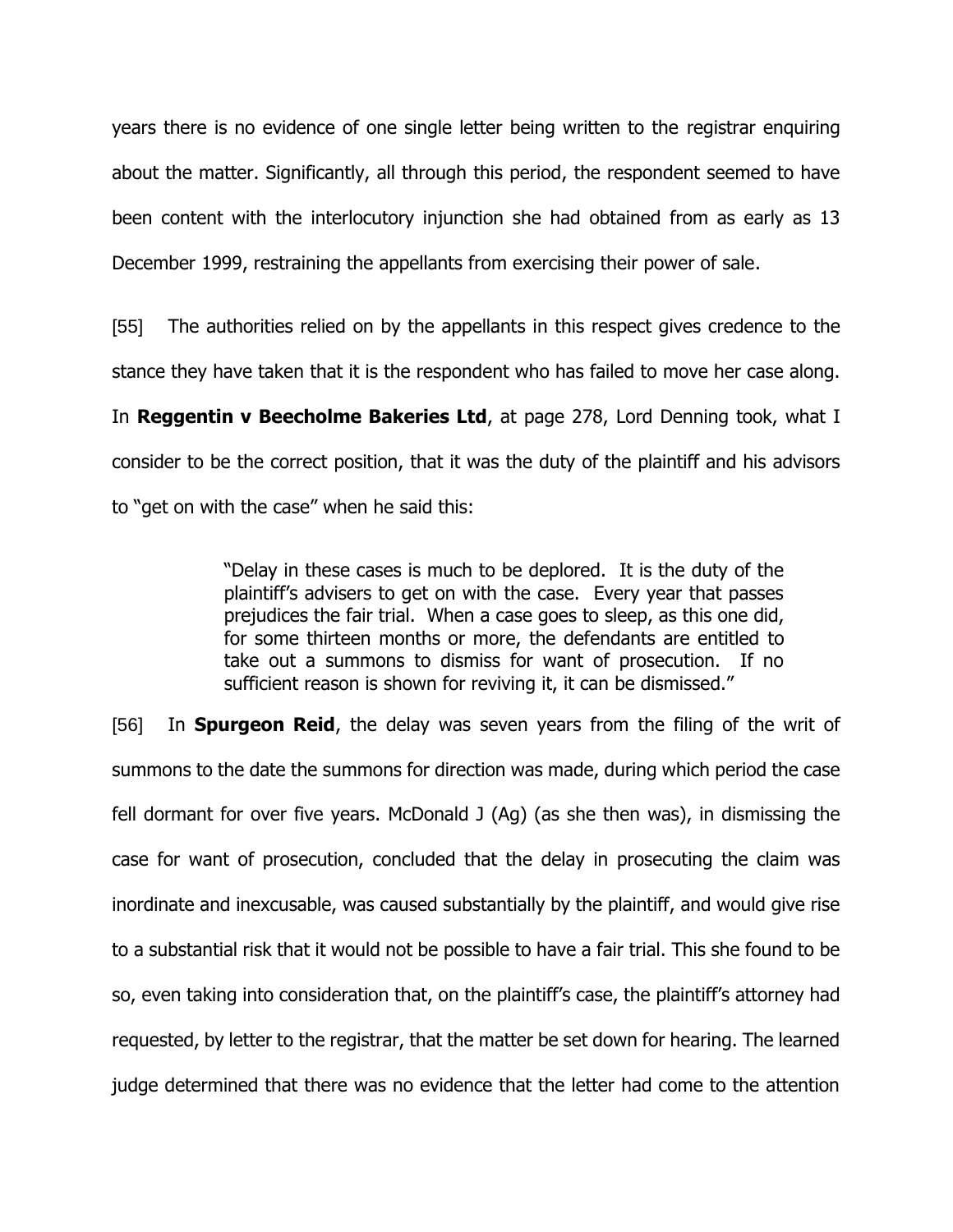years there is no evidence of one single letter being written to the registrar enquiring about the matter. Significantly, all through this period, the respondent seemed to have been content with the interlocutory injunction she had obtained from as early as 13 December 1999, restraining the appellants from exercising their power of sale.

[55] The authorities relied on by the appellants in this respect gives credence to the stance they have taken that it is the respondent who has failed to move her case along. In **Reggentin v Beecholme Bakeries Ltd**, at page 278, Lord Denning took, what I consider to be the correct position, that it was the duty of the plaintiff and his advisors to "get on with the case" when he said this:

> "Delay in these cases is much to be deplored. It is the duty of the plaintiff's advisers to get on with the case. Every year that passes prejudices the fair trial. When a case goes to sleep, as this one did, for some thirteen months or more, the defendants are entitled to take out a summons to dismiss for want of prosecution. If no sufficient reason is shown for reviving it, it can be dismissed."

[56] In **Spurgeon Reid**, the delay was seven years from the filing of the writ of summons to the date the summons for direction was made, during which period the case fell dormant for over five years. McDonald J (Ag) (as she then was), in dismissing the case for want of prosecution, concluded that the delay in prosecuting the claim was inordinate and inexcusable, was caused substantially by the plaintiff, and would give rise to a substantial risk that it would not be possible to have a fair trial. This she found to be so, even taking into consideration that, on the plaintiff's case, the plaintiff's attorney had requested, by letter to the registrar, that the matter be set down for hearing. The learned judge determined that there was no evidence that the letter had come to the attention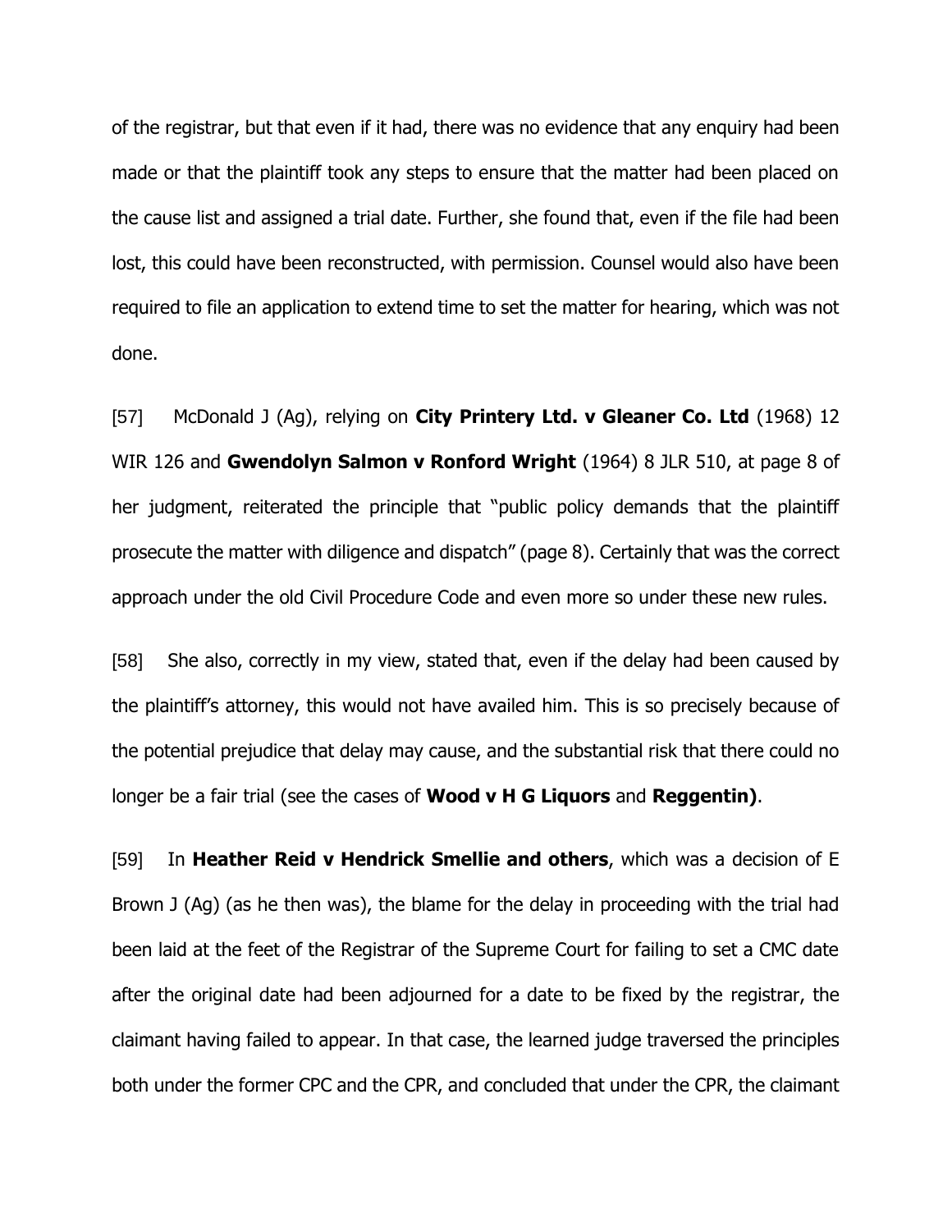of the registrar, but that even if it had, there was no evidence that any enquiry had been made or that the plaintiff took any steps to ensure that the matter had been placed on the cause list and assigned a trial date. Further, she found that, even if the file had been lost, this could have been reconstructed, with permission. Counsel would also have been required to file an application to extend time to set the matter for hearing, which was not done.

[57] McDonald J (Ag), relying on **City Printery Ltd. v Gleaner Co. Ltd** (1968) 12 WIR 126 and **Gwendolyn Salmon v Ronford Wright** (1964) 8 JLR 510, at page 8 of her judgment, reiterated the principle that "public policy demands that the plaintiff prosecute the matter with diligence and dispatch" (page 8). Certainly that was the correct approach under the old Civil Procedure Code and even more so under these new rules.

[58] She also, correctly in my view, stated that, even if the delay had been caused by the plaintiff's attorney, this would not have availed him. This is so precisely because of the potential prejudice that delay may cause, and the substantial risk that there could no longer be a fair trial (see the cases of **Wood v H G Liquors** and **Reggentin)**.

[59] In **Heather Reid v Hendrick Smellie and others**, which was a decision of E Brown J (Ag) (as he then was), the blame for the delay in proceeding with the trial had been laid at the feet of the Registrar of the Supreme Court for failing to set a CMC date after the original date had been adjourned for a date to be fixed by the registrar, the claimant having failed to appear. In that case, the learned judge traversed the principles both under the former CPC and the CPR, and concluded that under the CPR, the claimant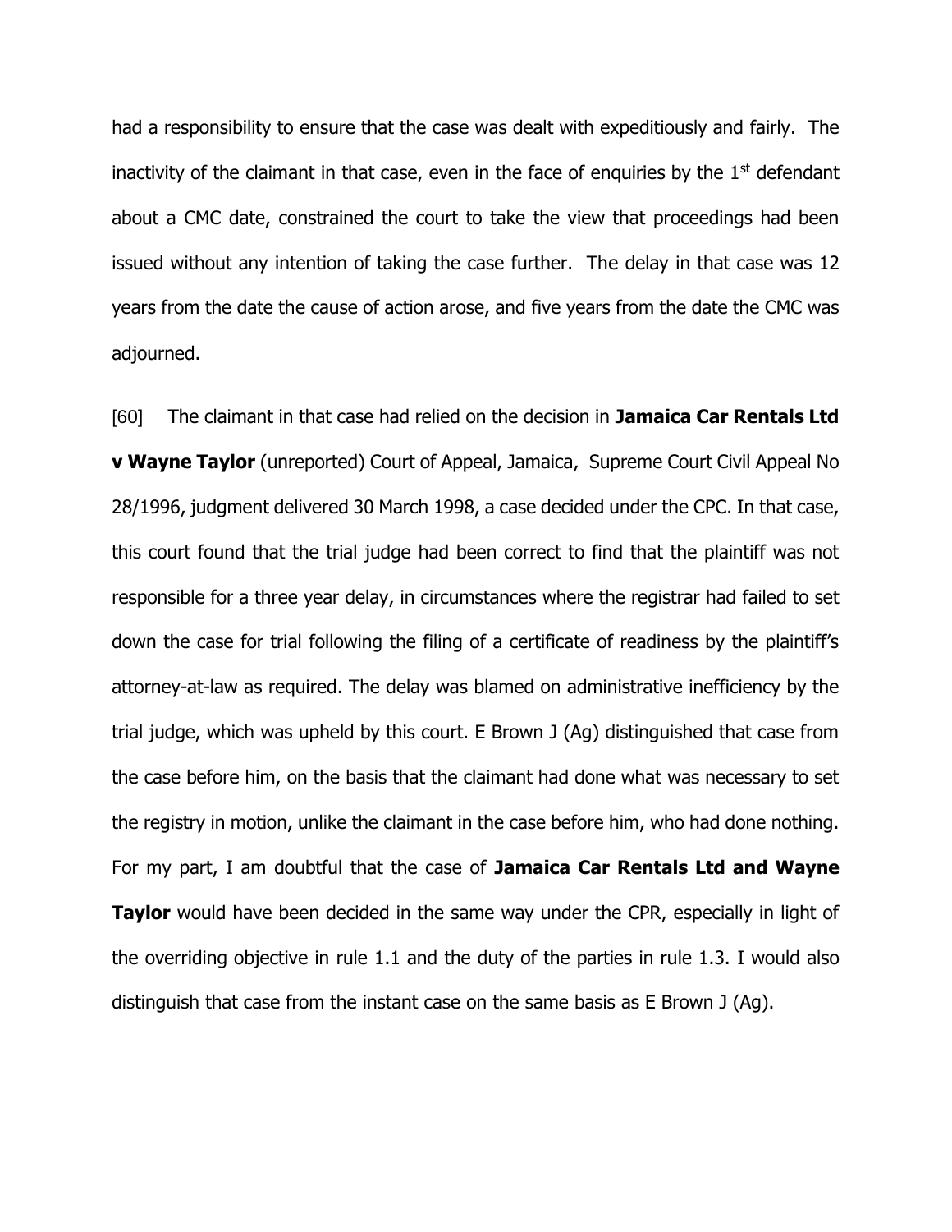had a responsibility to ensure that the case was dealt with expeditiously and fairly. The inactivity of the claimant in that case, even in the face of enquiries by the 1st defendant about a CMC date, constrained the court to take the view that proceedings had been issued without any intention of taking the case further. The delay in that case was 12 years from the date the cause of action arose, and five years from the date the CMC was adjourned.

[60] The claimant in that case had relied on the decision in **Jamaica Car Rentals Ltd v Wayne Taylor** (unreported) Court of Appeal, Jamaica, Supreme Court Civil Appeal No 28/1996, judgment delivered 30 March 1998, a case decided under the CPC. In that case, this court found that the trial judge had been correct to find that the plaintiff was not responsible for a three year delay, in circumstances where the registrar had failed to set down the case for trial following the filing of a certificate of readiness by the plaintiff's attorney-at-law as required. The delay was blamed on administrative inefficiency by the trial judge, which was upheld by this court. E Brown J (Ag) distinguished that case from the case before him, on the basis that the claimant had done what was necessary to set the registry in motion, unlike the claimant in the case before him, who had done nothing. For my part, I am doubtful that the case of **Jamaica Car Rentals Ltd and Wayne Taylor** would have been decided in the same way under the CPR, especially in light of the overriding objective in rule 1.1 and the duty of the parties in rule 1.3. I would also distinguish that case from the instant case on the same basis as E Brown J (Ag).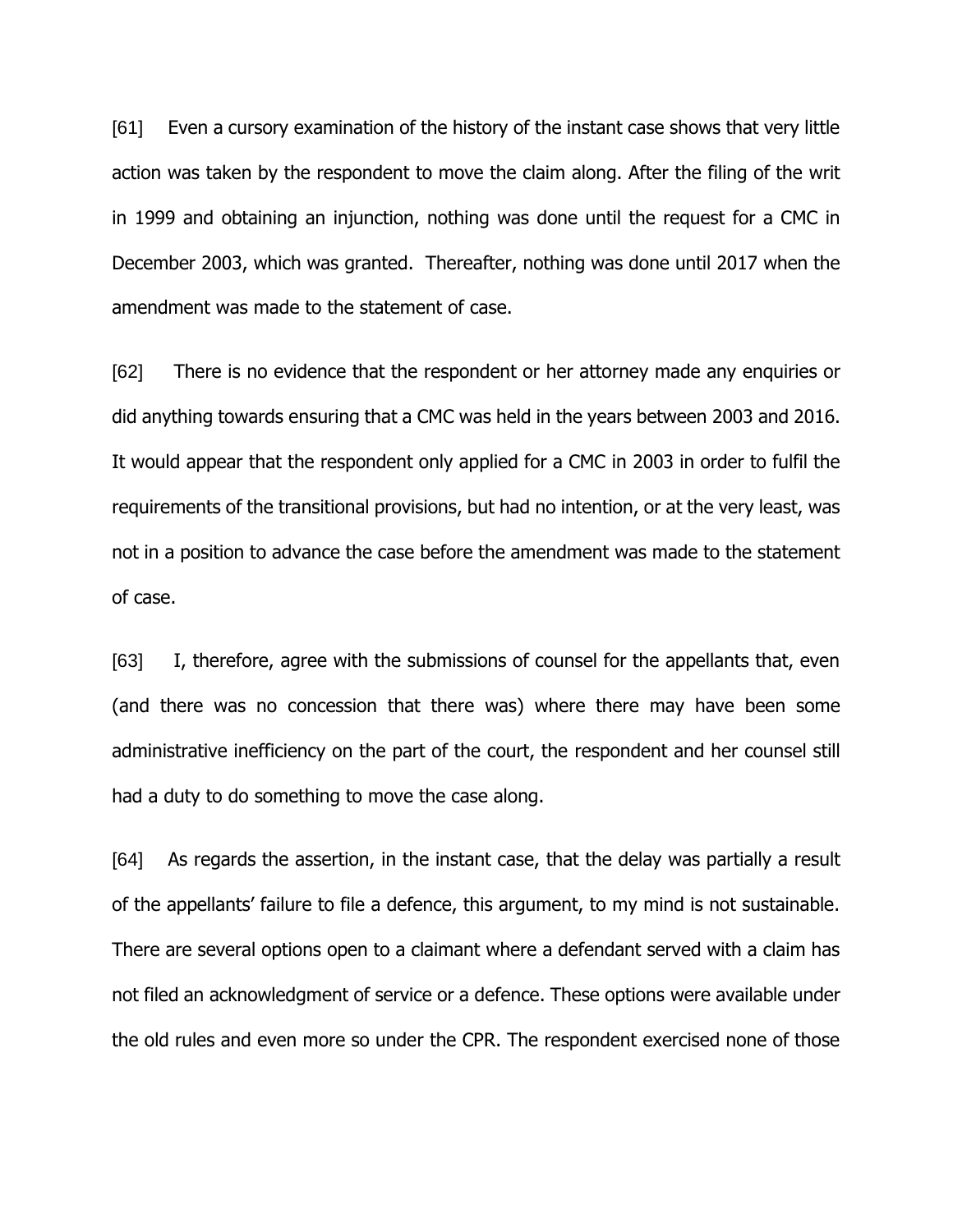[61] Even a cursory examination of the history of the instant case shows that very little action was taken by the respondent to move the claim along. After the filing of the writ in 1999 and obtaining an injunction, nothing was done until the request for a CMC in December 2003, which was granted. Thereafter, nothing was done until 2017 when the amendment was made to the statement of case.

[62] There is no evidence that the respondent or her attorney made any enquiries or did anything towards ensuring that a CMC was held in the years between 2003 and 2016. It would appear that the respondent only applied for a CMC in 2003 in order to fulfil the requirements of the transitional provisions, but had no intention, or at the very least, was not in a position to advance the case before the amendment was made to the statement of case.

[63] I, therefore, agree with the submissions of counsel for the appellants that, even (and there was no concession that there was) where there may have been some administrative inefficiency on the part of the court, the respondent and her counsel still had a duty to do something to move the case along.

[64] As regards the assertion, in the instant case, that the delay was partially a result of the appellants' failure to file a defence, this argument, to my mind is not sustainable. There are several options open to a claimant where a defendant served with a claim has not filed an acknowledgment of service or a defence. These options were available under the old rules and even more so under the CPR. The respondent exercised none of those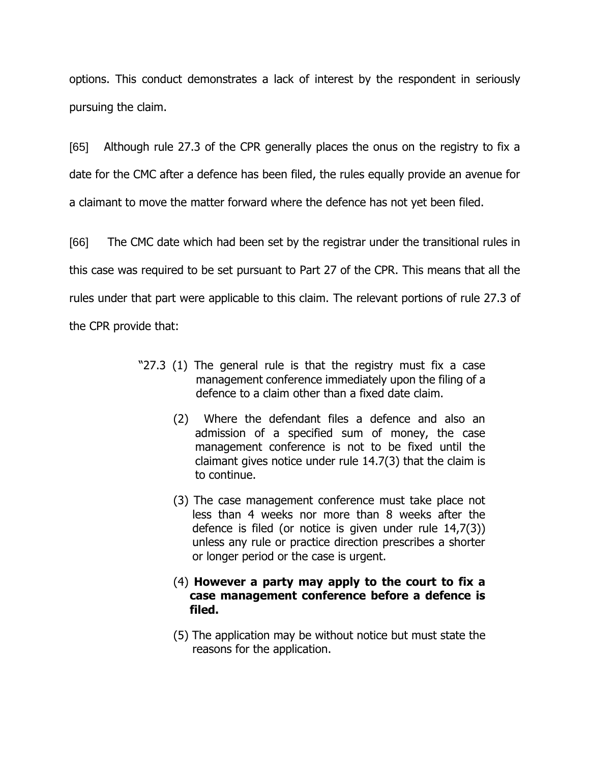options. This conduct demonstrates a lack of interest by the respondent in seriously pursuing the claim.

[65] Although rule 27.3 of the CPR generally places the onus on the registry to fix a date for the CMC after a defence has been filed, the rules equally provide an avenue for a claimant to move the matter forward where the defence has not yet been filed.

[66] The CMC date which had been set by the registrar under the transitional rules in this case was required to be set pursuant to Part 27 of the CPR. This means that all the rules under that part were applicable to this claim. The relevant portions of rule 27.3 of the CPR provide that:

> "27.3 (1) The general rule is that the registry must fix a case management conference immediately upon the filing of a defence to a claim other than a fixed date claim.
>
> (2) Where the defendant files a defence and also an admission of a specified sum of money, the case management conference is not to be fixed until the claimant gives notice under rule 14.7(3) that the claim is to continue.
>
> (3) The case management conference must take place not less than 4 weeks nor more than 8 weeks after the defence is filed (or notice is given under rule 14,7(3)) unless any rule or practice direction prescribes a shorter or longer period or the case is urgent.
>
> (4) **However a party may apply to the court to fix a case management conference before a defence is filed.**
>
> (5) The application may be without notice but must state the reasons for the application.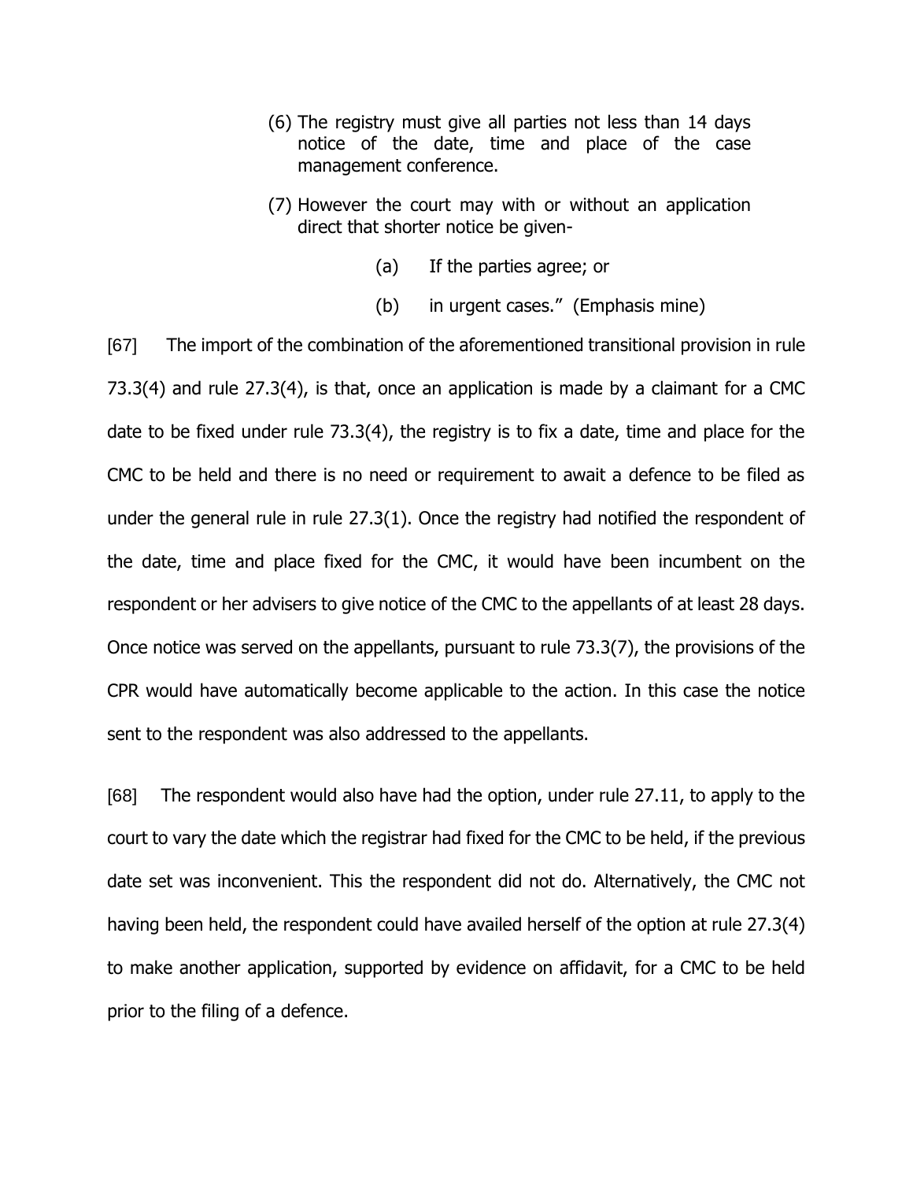> (6) The registry must give all parties not less than 14 days notice of the date, time and place of the case management conference.
>
> (7) However the court may with or without an application direct that shorter notice be given-
>
> (a) If the parties agree; or
>
> (b) in urgent cases." (Emphasis mine)

[67] The import of the combination of the aforementioned transitional provision in rule 73.3(4) and rule 27.3(4), is that, once an application is made by a claimant for a CMC date to be fixed under rule 73.3(4), the registry is to fix a date, time and place for the CMC to be held and there is no need or requirement to await a defence to be filed as under the general rule in rule 27.3(1). Once the registry had notified the respondent of the date, time and place fixed for the CMC, it would have been incumbent on the respondent or her advisers to give notice of the CMC to the appellants of at least 28 days. Once notice was served on the appellants, pursuant to rule 73.3(7), the provisions of the CPR would have automatically become applicable to the action. In this case the notice sent to the respondent was also addressed to the appellants.

[68] The respondent would also have had the option, under rule 27.11, to apply to the court to vary the date which the registrar had fixed for the CMC to be held, if the previous date set was inconvenient. This the respondent did not do. Alternatively, the CMC not having been held, the respondent could have availed herself of the option at rule 27.3(4) to make another application, supported by evidence on affidavit, for a CMC to be held prior to the filing of a defence.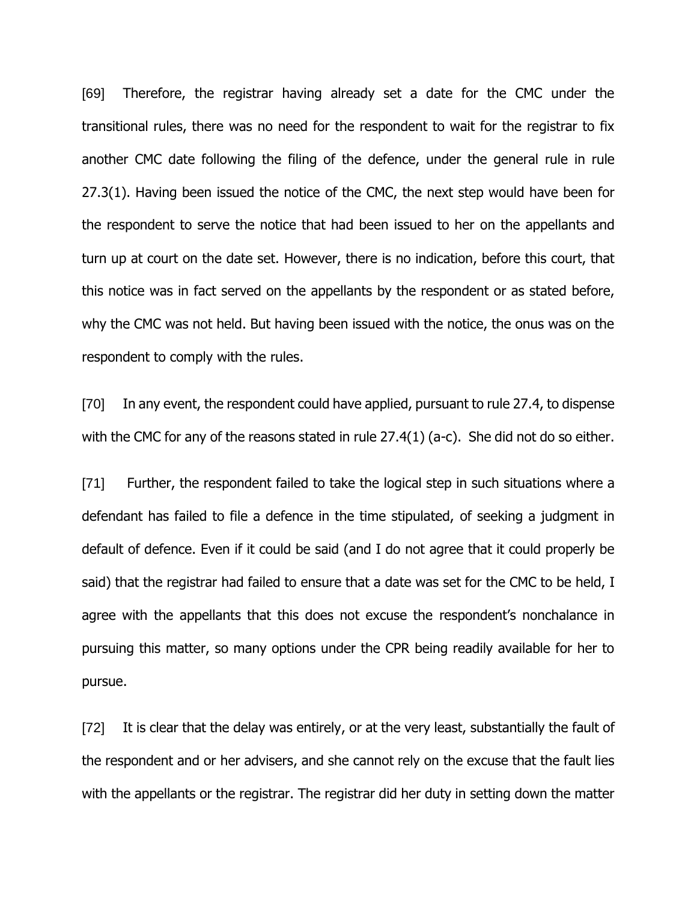[69] Therefore, the registrar having already set a date for the CMC under the transitional rules, there was no need for the respondent to wait for the registrar to fix another CMC date following the filing of the defence, under the general rule in rule 27.3(1). Having been issued the notice of the CMC, the next step would have been for the respondent to serve the notice that had been issued to her on the appellants and turn up at court on the date set. However, there is no indication, before this court, that this notice was in fact served on the appellants by the respondent or as stated before, why the CMC was not held. But having been issued with the notice, the onus was on the respondent to comply with the rules.

[70] In any event, the respondent could have applied, pursuant to rule 27.4, to dispense with the CMC for any of the reasons stated in rule 27.4(1) (a-c). She did not do so either.

[71] Further, the respondent failed to take the logical step in such situations where a defendant has failed to file a defence in the time stipulated, of seeking a judgment in default of defence. Even if it could be said (and I do not agree that it could properly be said) that the registrar had failed to ensure that a date was set for the CMC to be held, I agree with the appellants that this does not excuse the respondent's nonchalance in pursuing this matter, so many options under the CPR being readily available for her to pursue.

[72] It is clear that the delay was entirely, or at the very least, substantially the fault of the respondent and or her advisers, and she cannot rely on the excuse that the fault lies with the appellants or the registrar. The registrar did her duty in setting down the matter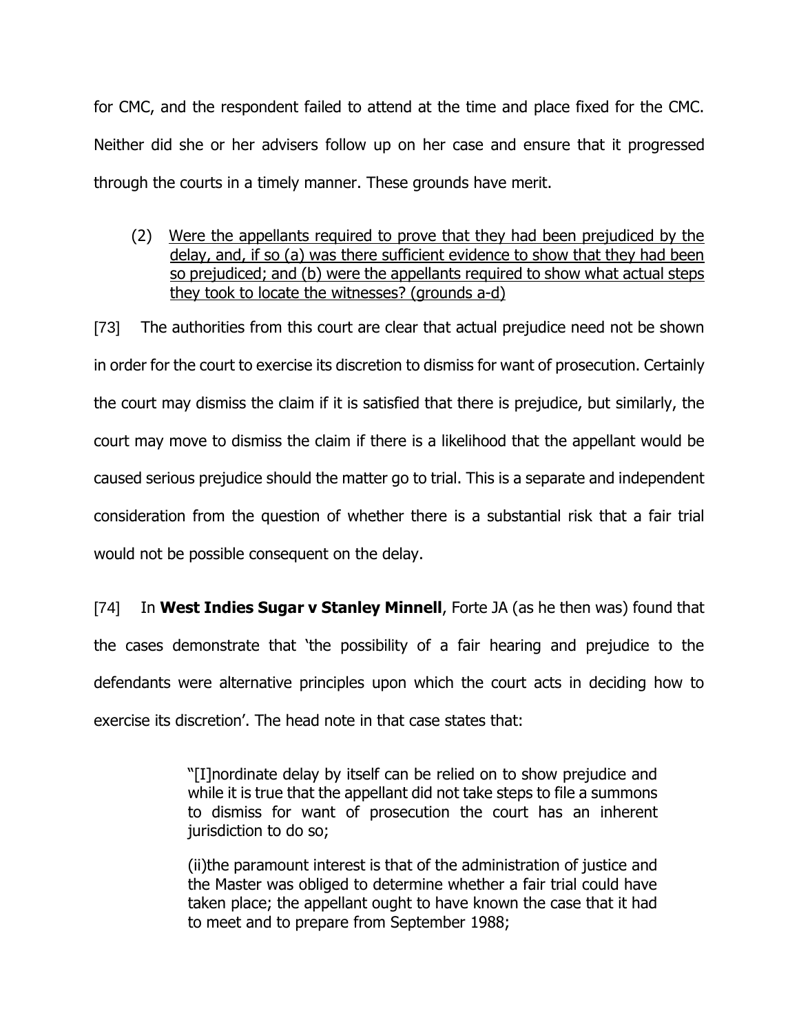for CMC, and the respondent failed to attend at the time and place fixed for the CMC. Neither did she or her advisers follow up on her case and ensure that it progressed through the courts in a timely manner. These grounds have merit.

(2) <u>Were the appellants required to prove that they had been prejudiced by the delay, and, if so (a) was there sufficient evidence to show that they had been so prejudiced; and (b) were the appellants required to show what actual steps they took to locate the witnesses? (grounds a-d)</u>

[73] The authorities from this court are clear that actual prejudice need not be shown in order for the court to exercise its discretion to dismiss for want of prosecution. Certainly the court may dismiss the claim if it is satisfied that there is prejudice, but similarly, the court may move to dismiss the claim if there is a likelihood that the appellant would be caused serious prejudice should the matter go to trial. This is a separate and independent consideration from the question of whether there is a substantial risk that a fair trial would not be possible consequent on the delay.

[74] In **West Indies Sugar v Stanley Minnell**, Forte JA (as he then was) found that the cases demonstrate that 'the possibility of a fair hearing and prejudice to the defendants were alternative principles upon which the court acts in deciding how to exercise its discretion'. The head note in that case states that:

> "[I]nordinate delay by itself can be relied on to show prejudice and while it is true that the appellant did not take steps to file a summons to dismiss for want of prosecution the court has an inherent jurisdiction to do so;
>
> (ii)the paramount interest is that of the administration of justice and the Master was obliged to determine whether a fair trial could have taken place; the appellant ought to have known the case that it had to meet and to prepare from September 1988;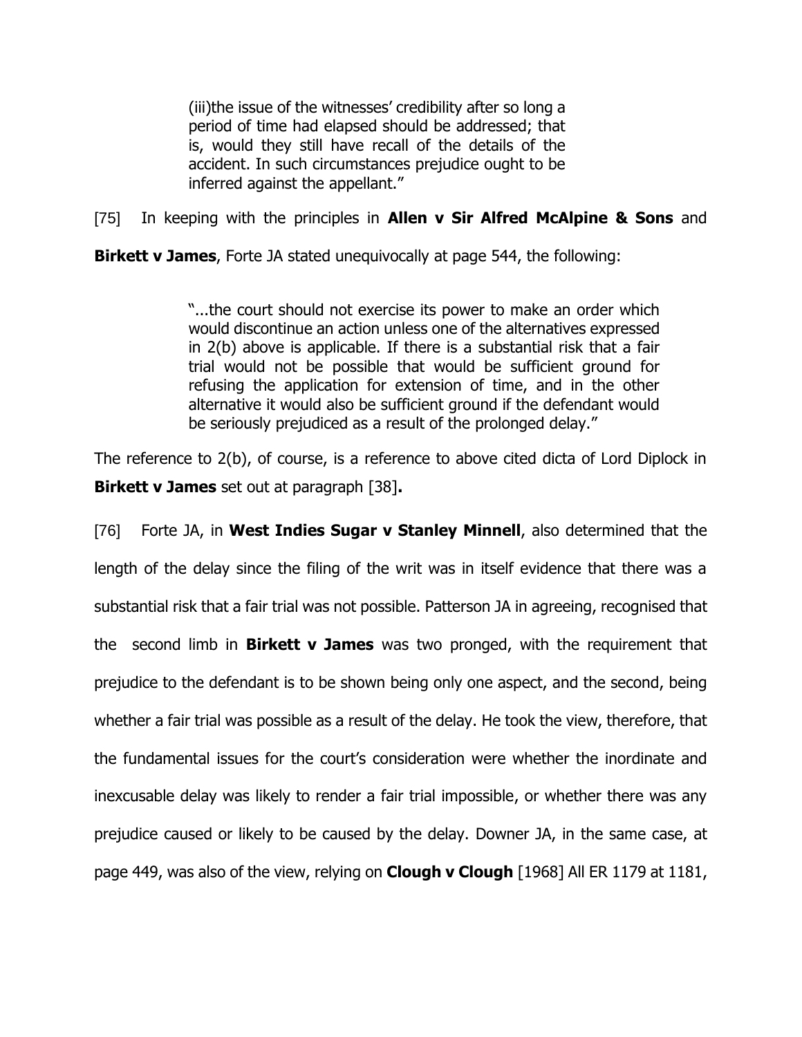> (iii)the issue of the witnesses' credibility after so long a period of time had elapsed should be addressed; that is, would they still have recall of the details of the accident. In such circumstances prejudice ought to be inferred against the appellant."

[75] In keeping with the principles in **Allen v Sir Alfred McAlpine & Sons** and **Birkett v James**, Forte JA stated unequivocally at page 544, the following:

> "...the court should not exercise its power to make an order which would discontinue an action unless one of the alternatives expressed in 2(b) above is applicable. If there is a substantial risk that a fair trial would not be possible that would be sufficient ground for refusing the application for extension of time, and in the other alternative it would also be sufficient ground if the defendant would be seriously prejudiced as a result of the prolonged delay."

The reference to 2(b), of course, is a reference to above cited dicta of Lord Diplock in **Birkett v James** set out at paragraph [38]**.**

[76] Forte JA, in **West Indies Sugar v Stanley Minnell**, also determined that the length of the delay since the filing of the writ was in itself evidence that there was a substantial risk that a fair trial was not possible. Patterson JA in agreeing, recognised that the second limb in **Birkett v James** was two pronged, with the requirement that prejudice to the defendant is to be shown being only one aspect, and the second, being whether a fair trial was possible as a result of the delay. He took the view, therefore, that the fundamental issues for the court's consideration were whether the inordinate and inexcusable delay was likely to render a fair trial impossible, or whether there was any prejudice caused or likely to be caused by the delay. Downer JA, in the same case, at page 449, was also of the view, relying on **Clough v Clough** [1968] All ER 1179 at 1181,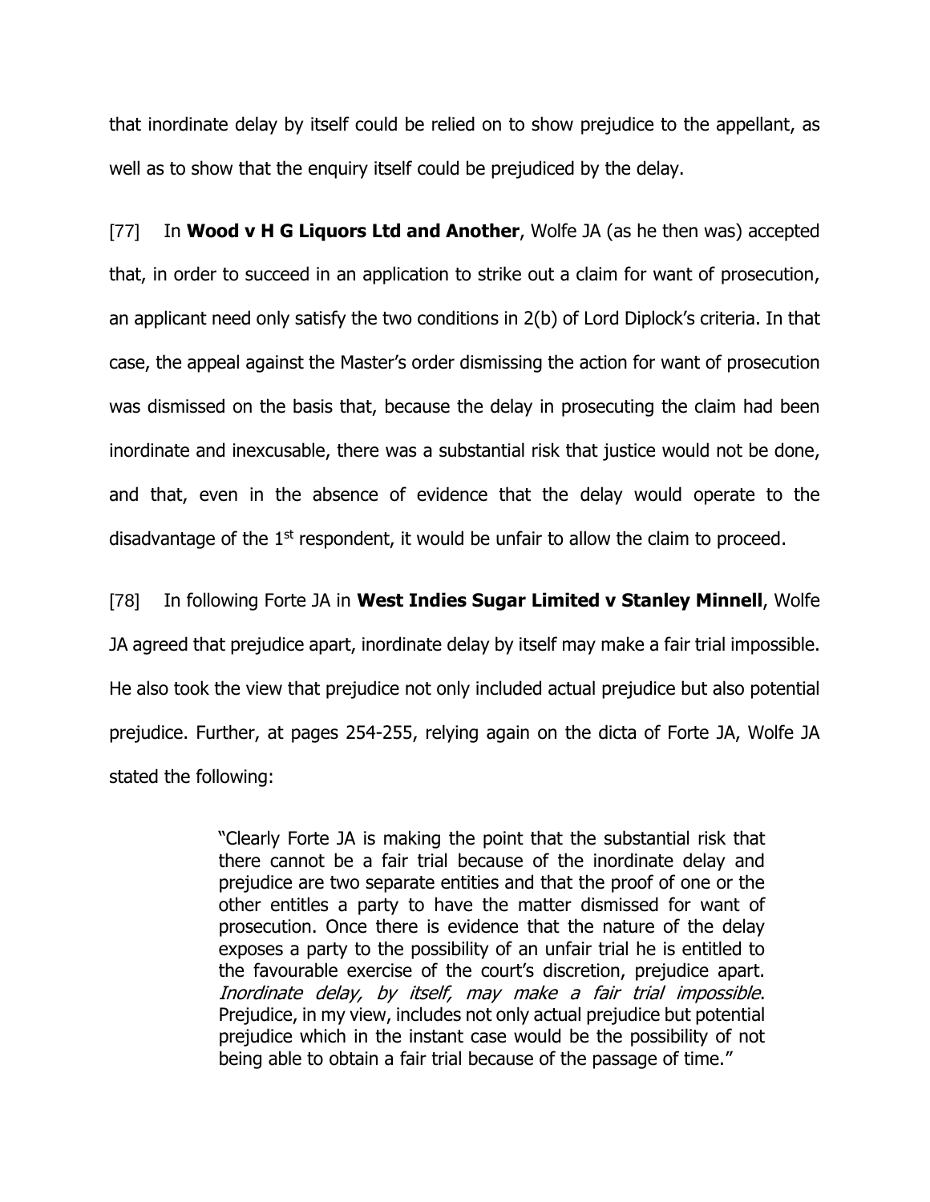that inordinate delay by itself could be relied on to show prejudice to the appellant, as well as to show that the enquiry itself could be prejudiced by the delay.

[77] In **Wood v H G Liquors Ltd and Another**, Wolfe JA (as he then was) accepted that, in order to succeed in an application to strike out a claim for want of prosecution, an applicant need only satisfy the two conditions in 2(b) of Lord Diplock's criteria. In that case, the appeal against the Master's order dismissing the action for want of prosecution was dismissed on the basis that, because the delay in prosecuting the claim had been inordinate and inexcusable, there was a substantial risk that justice would not be done, and that, even in the absence of evidence that the delay would operate to the disadvantage of the 1st respondent, it would be unfair to allow the claim to proceed.

[78] In following Forte JA in **West Indies Sugar Limited v Stanley Minnell**, Wolfe JA agreed that prejudice apart, inordinate delay by itself may make a fair trial impossible. He also took the view that prejudice not only included actual prejudice but also potential prejudice. Further, at pages 254-255, relying again on the dicta of Forte JA, Wolfe JA stated the following:

> "Clearly Forte JA is making the point that the substantial risk that there cannot be a fair trial because of the inordinate delay and prejudice are two separate entities and that the proof of one or the other entitles a party to have the matter dismissed for want of prosecution. Once there is evidence that the nature of the delay exposes a party to the possibility of an unfair trial he is entitled to the favourable exercise of the court's discretion, prejudice apart. *Inordinate delay, by itself, may make a fair trial impossible*. Prejudice, in my view, includes not only actual prejudice but potential prejudice which in the instant case would be the possibility of not being able to obtain a fair trial because of the passage of time."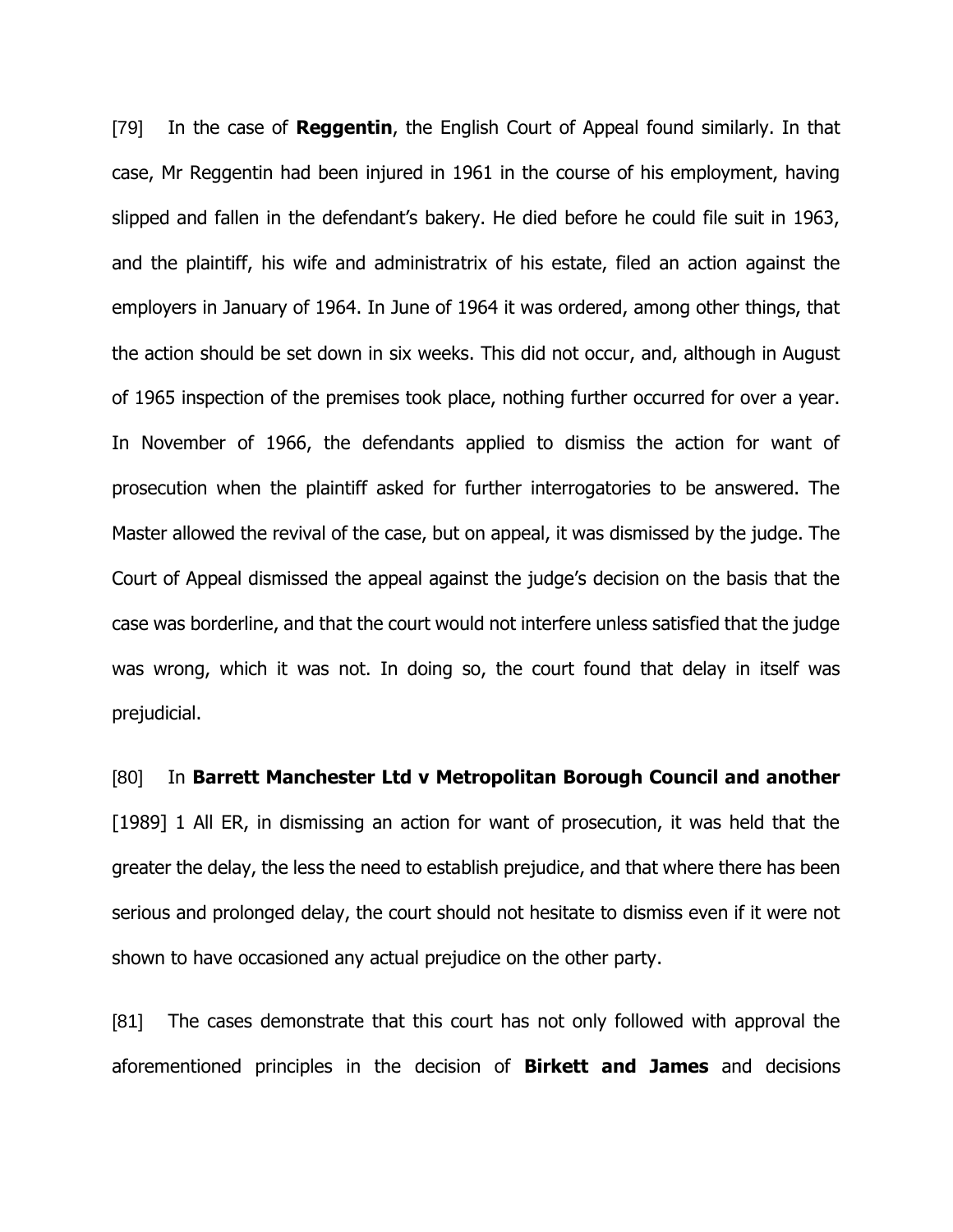[79] In the case of **Reggentin**, the English Court of Appeal found similarly. In that case, Mr Reggentin had been injured in 1961 in the course of his employment, having slipped and fallen in the defendant's bakery. He died before he could file suit in 1963, and the plaintiff, his wife and administratrix of his estate, filed an action against the employers in January of 1964. In June of 1964 it was ordered, among other things, that the action should be set down in six weeks. This did not occur, and, although in August of 1965 inspection of the premises took place, nothing further occurred for over a year. In November of 1966, the defendants applied to dismiss the action for want of prosecution when the plaintiff asked for further interrogatories to be answered. The Master allowed the revival of the case, but on appeal, it was dismissed by the judge. The Court of Appeal dismissed the appeal against the judge's decision on the basis that the case was borderline, and that the court would not interfere unless satisfied that the judge was wrong, which it was not. In doing so, the court found that delay in itself was prejudicial.

[80] In **Barrett Manchester Ltd v Metropolitan Borough Council and another** [1989] 1 All ER, in dismissing an action for want of prosecution, it was held that the greater the delay, the less the need to establish prejudice, and that where there has been serious and prolonged delay, the court should not hesitate to dismiss even if it were not shown to have occasioned any actual prejudice on the other party.

[81] The cases demonstrate that this court has not only followed with approval the aforementioned principles in the decision of **Birkett and James** and decisions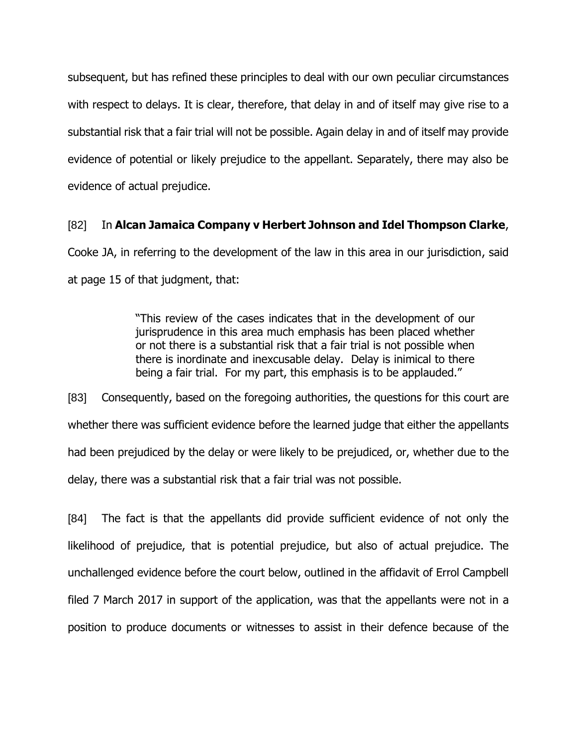subsequent, but has refined these principles to deal with our own peculiar circumstances with respect to delays. It is clear, therefore, that delay in and of itself may give rise to a substantial risk that a fair trial will not be possible. Again delay in and of itself may provide evidence of potential or likely prejudice to the appellant. Separately, there may also be evidence of actual prejudice.

[82] In **Alcan Jamaica Company v Herbert Johnson and Idel Thompson Clarke**, Cooke JA, in referring to the development of the law in this area in our jurisdiction, said at page 15 of that judgment, that:

> "This review of the cases indicates that in the development of our jurisprudence in this area much emphasis has been placed whether or not there is a substantial risk that a fair trial is not possible when there is inordinate and inexcusable delay. Delay is inimical to there being a fair trial. For my part, this emphasis is to be applauded."

[83] Consequently, based on the foregoing authorities, the questions for this court are whether there was sufficient evidence before the learned judge that either the appellants had been prejudiced by the delay or were likely to be prejudiced, or, whether due to the delay, there was a substantial risk that a fair trial was not possible.

[84] The fact is that the appellants did provide sufficient evidence of not only the likelihood of prejudice, that is potential prejudice, but also of actual prejudice. The unchallenged evidence before the court below, outlined in the affidavit of Errol Campbell filed 7 March 2017 in support of the application, was that the appellants were not in a position to produce documents or witnesses to assist in their defence because of the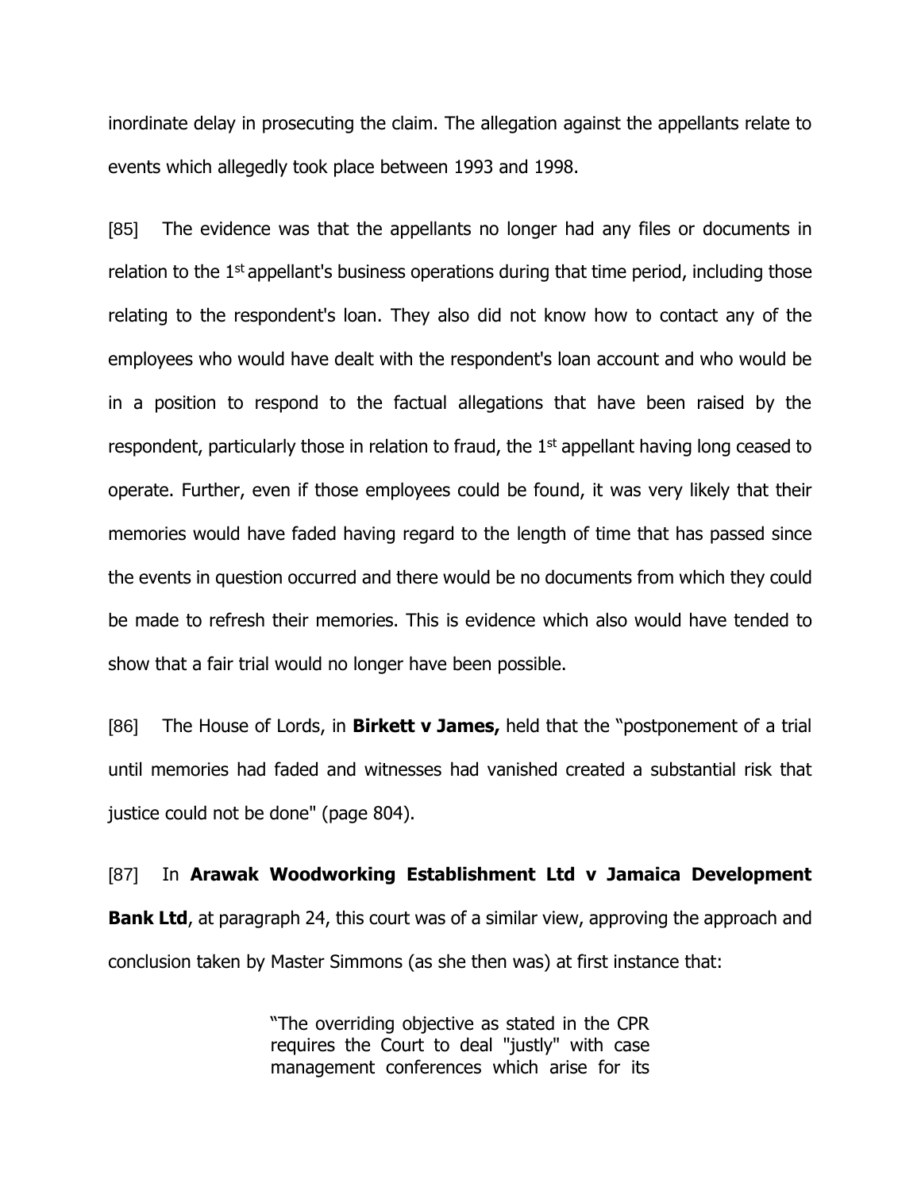inordinate delay in prosecuting the claim. The allegation against the appellants relate to events which allegedly took place between 1993 and 1998.

[85] The evidence was that the appellants no longer had any files or documents in relation to the 1st appellant's business operations during that time period, including those relating to the respondent's loan. They also did not know how to contact any of the employees who would have dealt with the respondent's loan account and who would be in a position to respond to the factual allegations that have been raised by the respondent, particularly those in relation to fraud, the 1st appellant having long ceased to operate. Further, even if those employees could be found, it was very likely that their memories would have faded having regard to the length of time that has passed since the events in question occurred and there would be no documents from which they could be made to refresh their memories. This is evidence which also would have tended to show that a fair trial would no longer have been possible.

[86] The House of Lords, in **Birkett v James,** held that the "postponement of a trial until memories had faded and witnesses had vanished created a substantial risk that justice could not be done" (page 804).

[87] In **Arawak Woodworking Establishment Ltd v Jamaica Development Bank Ltd**, at paragraph 24, this court was of a similar view, approving the approach and conclusion taken by Master Simmons (as she then was) at first instance that:

> "The overriding objective as stated in the CPR requires the Court to deal "justly" with case management conferences which arise for its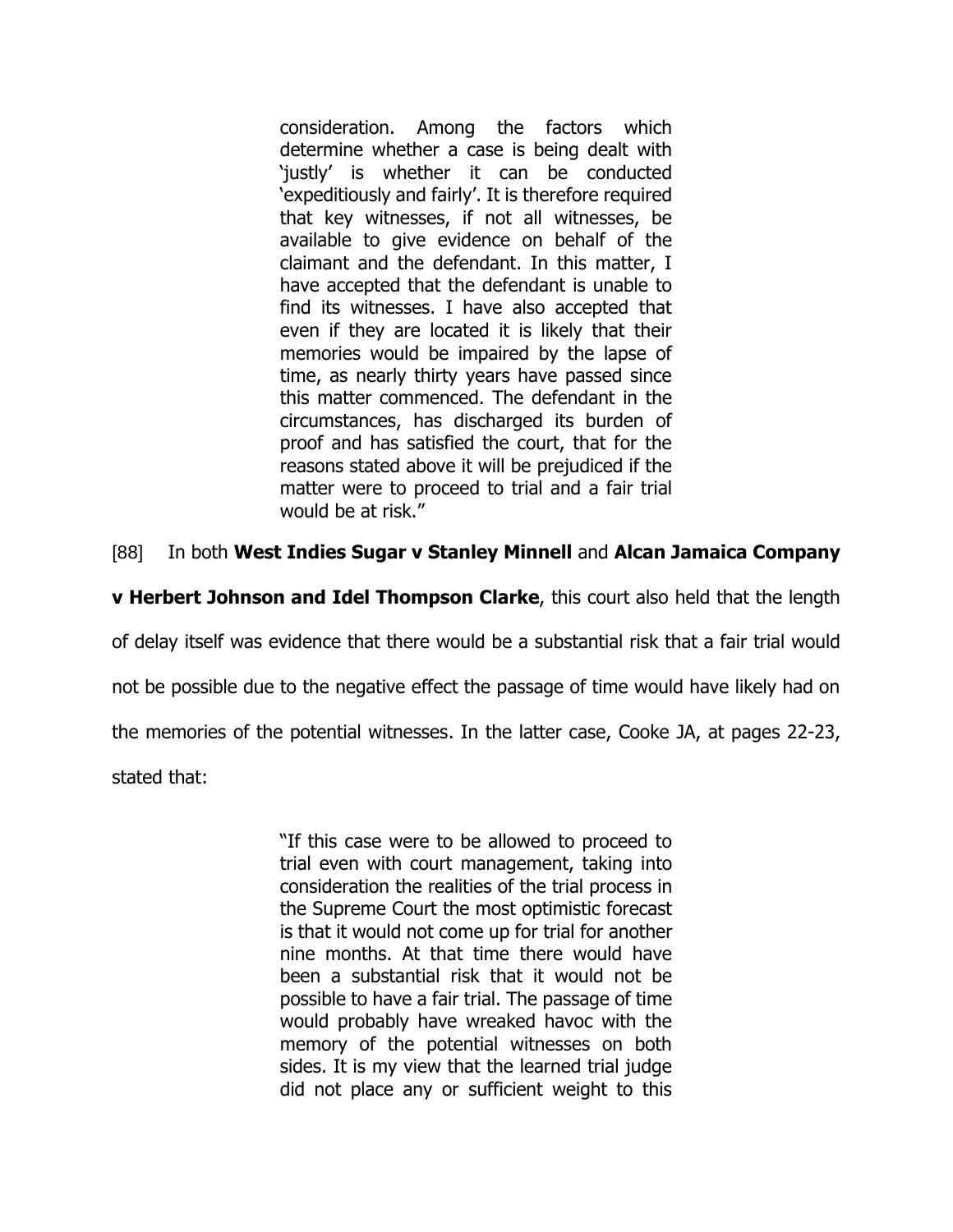> consideration. Among the factors which determine whether a case is being dealt with 'justly' is whether it can be conducted 'expeditiously and fairly'. It is therefore required that key witnesses, if not all witnesses, be available to give evidence on behalf of the claimant and the defendant. In this matter, I have accepted that the defendant is unable to find its witnesses. I have also accepted that even if they are located it is likely that their memories would be impaired by the lapse of time, as nearly thirty years have passed since this matter commenced. The defendant in the circumstances, has discharged its burden of proof and has satisfied the court, that for the reasons stated above it will be prejudiced if the matter were to proceed to trial and a fair trial would be at risk."

[88] In both **West Indies Sugar v Stanley Minnell** and **Alcan Jamaica Company v Herbert Johnson and Idel Thompson Clarke**, this court also held that the length of delay itself was evidence that there would be a substantial risk that a fair trial would not be possible due to the negative effect the passage of time would have likely had on the memories of the potential witnesses. In the latter case, Cooke JA, at pages 22-23, stated that:

> "If this case were to be allowed to proceed to trial even with court management, taking into consideration the realities of the trial process in the Supreme Court the most optimistic forecast is that it would not come up for trial for another nine months. At that time there would have been a substantial risk that it would not be possible to have a fair trial. The passage of time would probably have wreaked havoc with the memory of the potential witnesses on both sides. It is my view that the learned trial judge did not place any or sufficient weight to this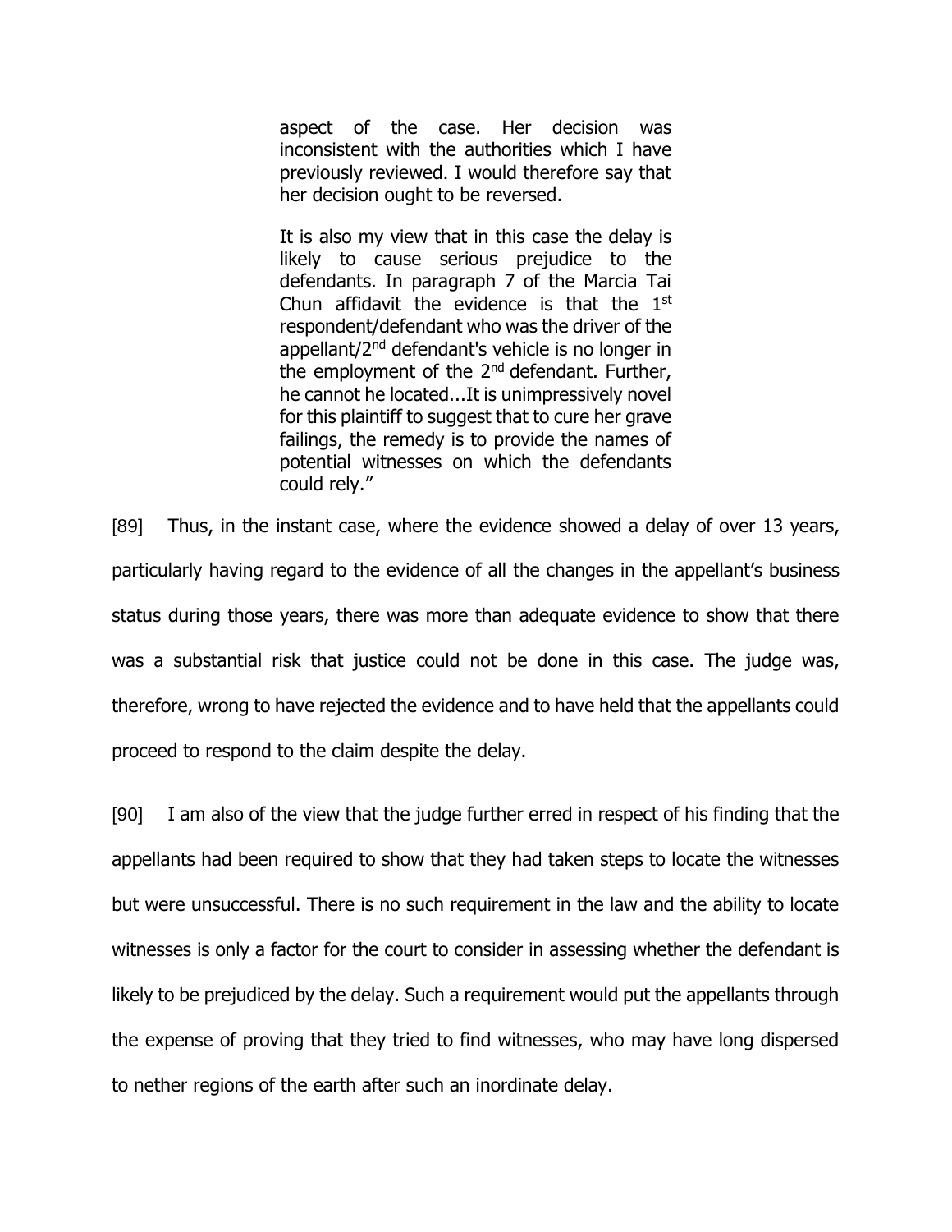> aspect of the case. Her decision was inconsistent with the authorities which I have previously reviewed. I would therefore say that her decision ought to be reversed.
>
> It is also my view that in this case the delay is likely to cause serious prejudice to the defendants. In paragraph 7 of the Marcia Tai Chun affidavit the evidence is that the 1st respondent/defendant who was the driver of the appellant/2nd defendant's vehicle is no longer in the employment of the 2nd defendant. Further, he cannot he located...It is unimpressively novel for this plaintiff to suggest that to cure her grave failings, the remedy is to provide the names of potential witnesses on which the defendants could rely."

[89] Thus, in the instant case, where the evidence showed a delay of over 13 years, particularly having regard to the evidence of all the changes in the appellant's business status during those years, there was more than adequate evidence to show that there was a substantial risk that justice could not be done in this case. The judge was, therefore, wrong to have rejected the evidence and to have held that the appellants could proceed to respond to the claim despite the delay.

[90] I am also of the view that the judge further erred in respect of his finding that the appellants had been required to show that they had taken steps to locate the witnesses but were unsuccessful. There is no such requirement in the law and the ability to locate witnesses is only a factor for the court to consider in assessing whether the defendant is likely to be prejudiced by the delay. Such a requirement would put the appellants through the expense of proving that they tried to find witnesses, who may have long dispersed to nether regions of the earth after such an inordinate delay.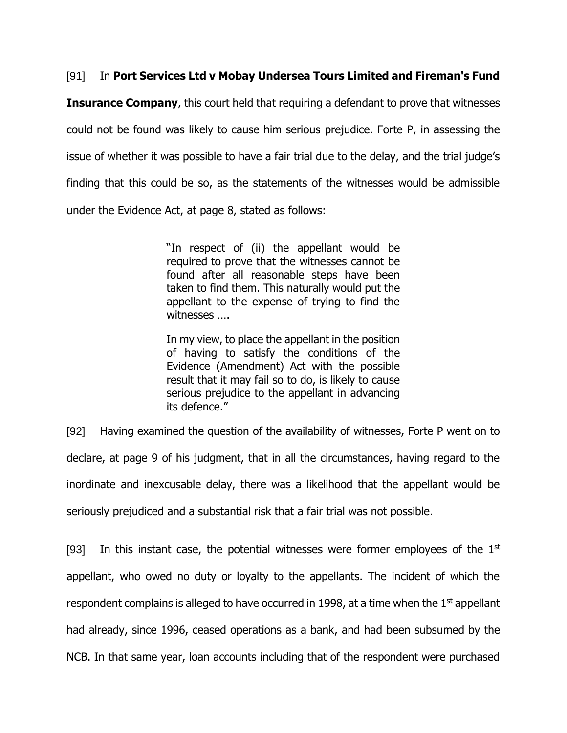[91] In **Port Services Ltd v Mobay Undersea Tours Limited and Fireman's Fund Insurance Company**, this court held that requiring a defendant to prove that witnesses could not be found was likely to cause him serious prejudice. Forte P, in assessing the issue of whether it was possible to have a fair trial due to the delay, and the trial judge's finding that this could be so, as the statements of the witnesses would be admissible under the Evidence Act, at page 8, stated as follows:

> "In respect of (ii) the appellant would be required to prove that the witnesses cannot be found after all reasonable steps have been taken to find them. This naturally would put the appellant to the expense of trying to find the witnesses ….
>
> In my view, to place the appellant in the position of having to satisfy the conditions of the Evidence (Amendment) Act with the possible result that it may fail so to do, is likely to cause serious prejudice to the appellant in advancing its defence."

[92] Having examined the question of the availability of witnesses, Forte P went on to declare, at page 9 of his judgment, that in all the circumstances, having regard to the inordinate and inexcusable delay, there was a likelihood that the appellant would be seriously prejudiced and a substantial risk that a fair trial was not possible.

[93] In this instant case, the potential witnesses were former employees of the 1st appellant, who owed no duty or loyalty to the appellants. The incident of which the respondent complains is alleged to have occurred in 1998, at a time when the 1st appellant had already, since 1996, ceased operations as a bank, and had been subsumed by the NCB. In that same year, loan accounts including that of the respondent were purchased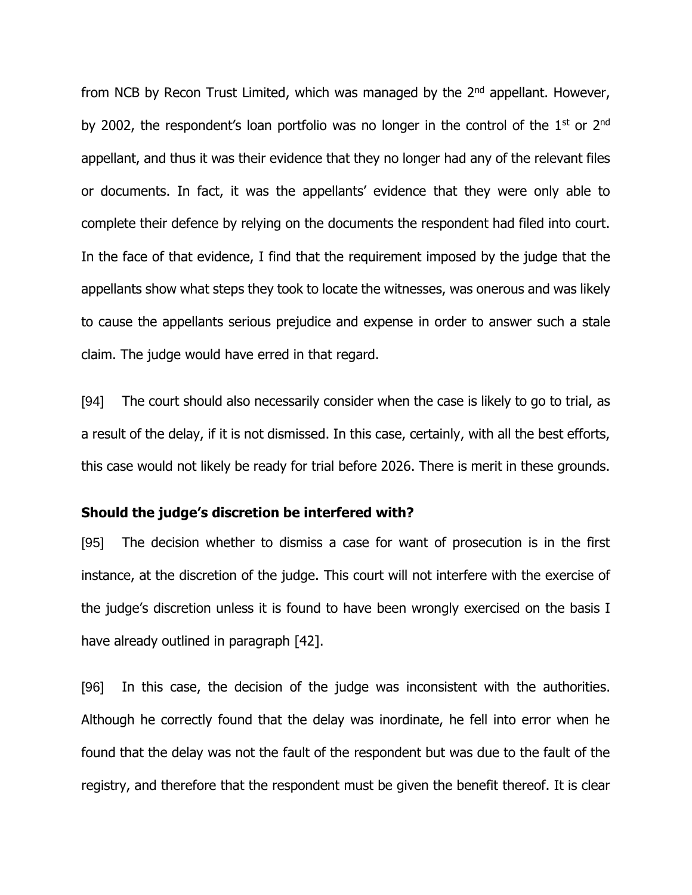from NCB by Recon Trust Limited, which was managed by the 2nd appellant. However, by 2002, the respondent's loan portfolio was no longer in the control of the 1st or 2nd appellant, and thus it was their evidence that they no longer had any of the relevant files or documents. In fact, it was the appellants' evidence that they were only able to complete their defence by relying on the documents the respondent had filed into court. In the face of that evidence, I find that the requirement imposed by the judge that the appellants show what steps they took to locate the witnesses, was onerous and was likely to cause the appellants serious prejudice and expense in order to answer such a stale claim. The judge would have erred in that regard.

[94] The court should also necessarily consider when the case is likely to go to trial, as a result of the delay, if it is not dismissed. In this case, certainly, with all the best efforts, this case would not likely be ready for trial before 2026. There is merit in these grounds.

**Should the judge's discretion be interfered with?**

[95] The decision whether to dismiss a case for want of prosecution is in the first instance, at the discretion of the judge. This court will not interfere with the exercise of the judge's discretion unless it is found to have been wrongly exercised on the basis I have already outlined in paragraph [42].

[96] In this case, the decision of the judge was inconsistent with the authorities. Although he correctly found that the delay was inordinate, he fell into error when he found that the delay was not the fault of the respondent but was due to the fault of the registry, and therefore that the respondent must be given the benefit thereof. It is clear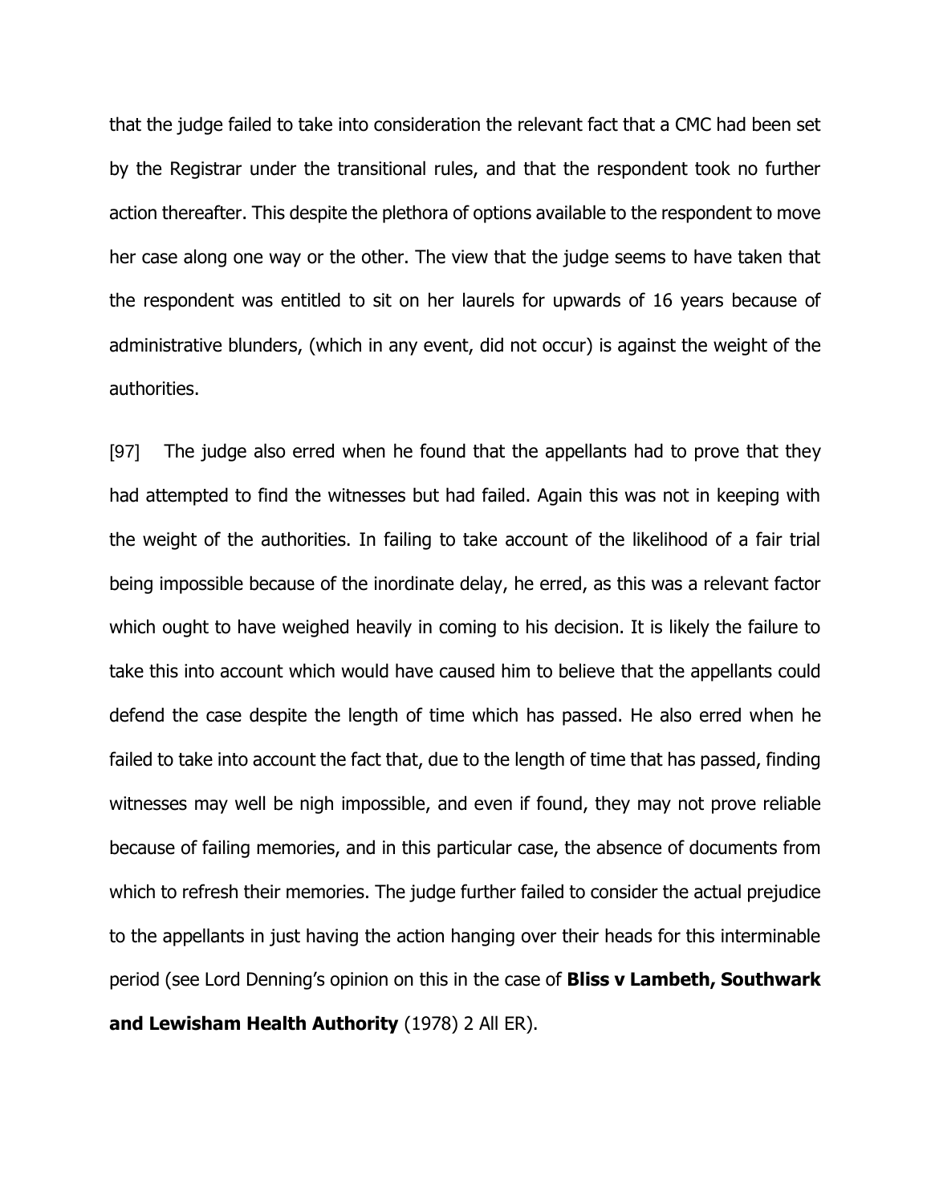that the judge failed to take into consideration the relevant fact that a CMC had been set by the Registrar under the transitional rules, and that the respondent took no further action thereafter. This despite the plethora of options available to the respondent to move her case along one way or the other. The view that the judge seems to have taken that the respondent was entitled to sit on her laurels for upwards of 16 years because of administrative blunders, (which in any event, did not occur) is against the weight of the authorities.

[97] The judge also erred when he found that the appellants had to prove that they had attempted to find the witnesses but had failed. Again this was not in keeping with the weight of the authorities. In failing to take account of the likelihood of a fair trial being impossible because of the inordinate delay, he erred, as this was a relevant factor which ought to have weighed heavily in coming to his decision. It is likely the failure to take this into account which would have caused him to believe that the appellants could defend the case despite the length of time which has passed. He also erred when he failed to take into account the fact that, due to the length of time that has passed, finding witnesses may well be nigh impossible, and even if found, they may not prove reliable because of failing memories, and in this particular case, the absence of documents from which to refresh their memories. The judge further failed to consider the actual prejudice to the appellants in just having the action hanging over their heads for this interminable period (see Lord Denning's opinion on this in the case of **Bliss v Lambeth, Southwark and Lewisham Health Authority** (1978) 2 All ER).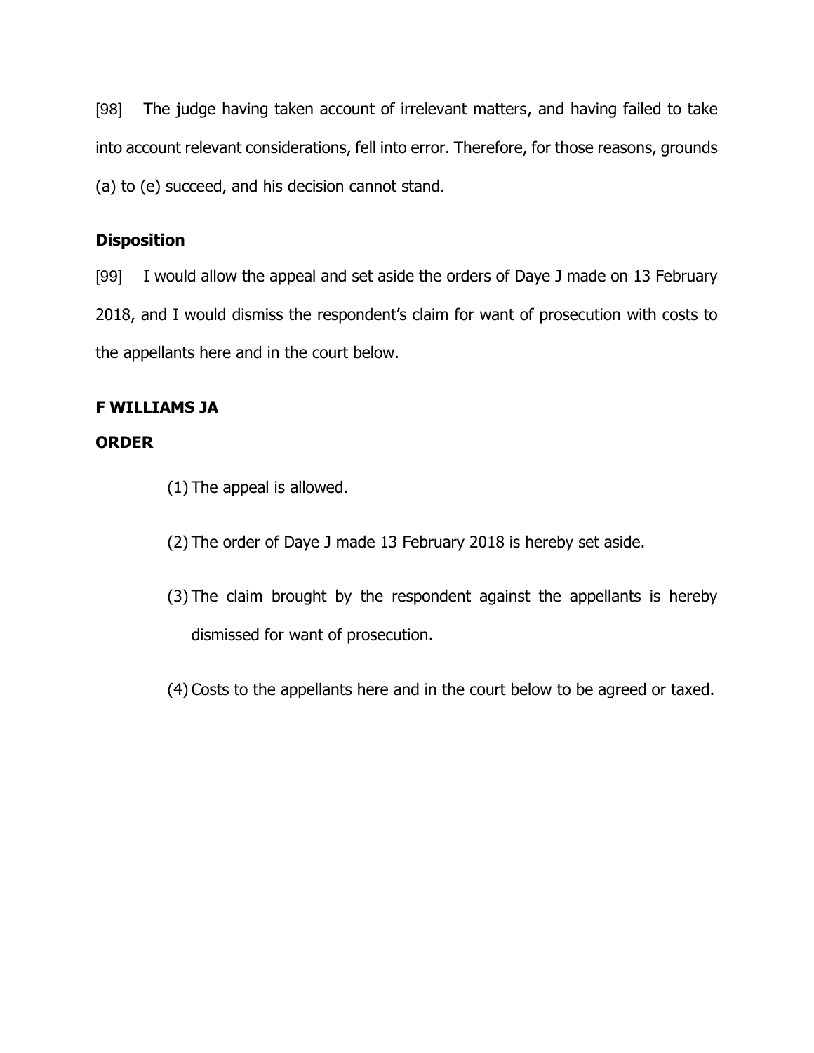[98] The judge having taken account of irrelevant matters, and having failed to take into account relevant considerations, fell into error. Therefore, for those reasons, grounds (a) to (e) succeed, and his decision cannot stand.

**Disposition**

[99] I would allow the appeal and set aside the orders of Daye J made on 13 February 2018, and I would dismiss the respondent's claim for want of prosecution with costs to the appellants here and in the court below.

**F WILLIAMS JA**

**ORDER**

(1) The appeal is allowed.

(2) The order of Daye J made 13 February 2018 is hereby set aside.

(3) The claim brought by the respondent against the appellants is hereby dismissed for want of prosecution.

(4) Costs to the appellants here and in the court below to be agreed or taxed.